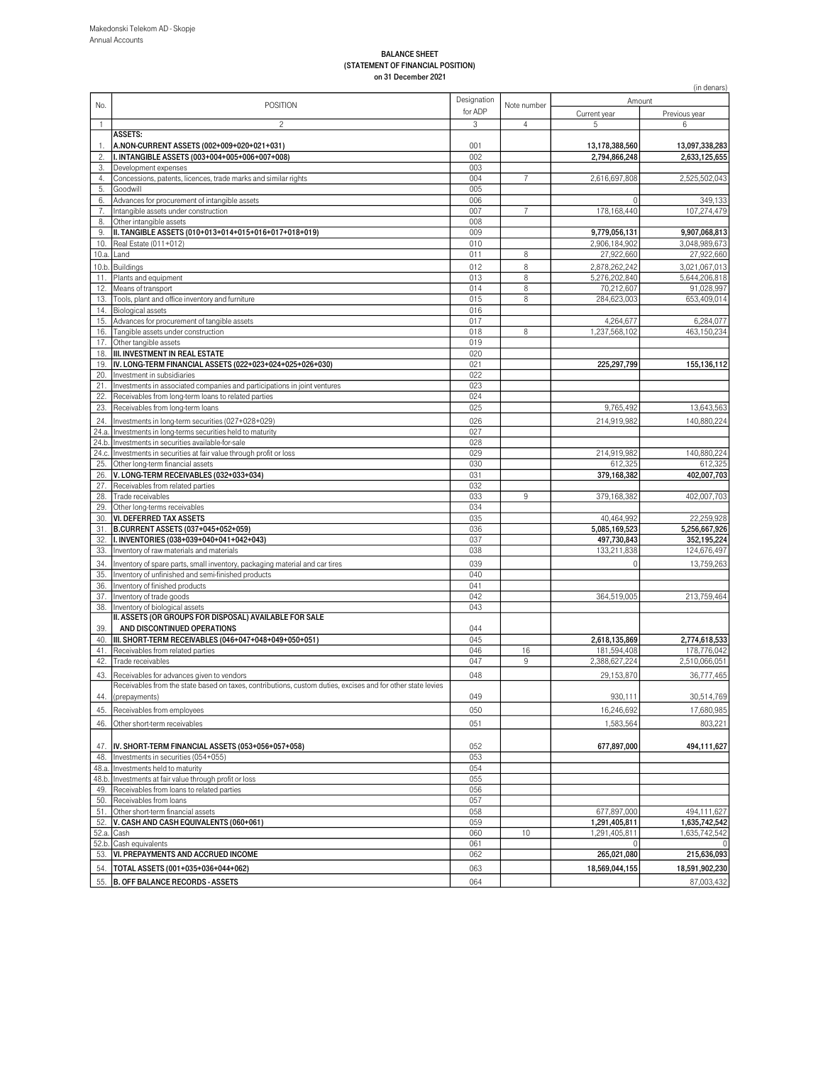Makedonski Telekom AD - Skopje
Annual Accounts

## BALANCE SHEET
## (STATEMENT OF FINANCIAL POSITION)
## on 31 December 2021

(in denars)

| No. | POSITION | Designation for ADP | Note number | Amount | |
|---|---|---|---|---|---|
| | | | | Current year | Previous year |
| 1 | 2 | 3 | 4 | 5 | 6 |
| | **ASSETS:** | | | | |
| 1. | **A.NON-CURRENT ASSETS (002+009+020+021+031)** | 001 | | **13,178,388,560** | **13,097,338,283** |
| 2. | **I. INTANGIBLE ASSETS (003+004+005+006+007+008)** | 002 | | **2,794,866,248** | **2,633,125,655** |
| 3. | Development expenses | 003 | | | |
| 4. | Concessions, patents, licences, trade marks and similar rights | 004 | 7 | 2,616,697,808 | 2,525,502,043 |
| 5. | Goodwill | 005 | | | |
| 6. | Advances for procurement of intangible assets | 006 | | 0 | 349,133 |
| 7. | Intangible assets under construction | 007 | 7 | 178,168,440 | 107,274,479 |
| 8. | Other intangible assets | 008 | | | |
| 9. | **II. TANGIBLE ASSETS (010+013+014+015+016+017+018+019)** | 009 | | **9,779,056,131** | **9,907,068,813** |
| 10. | Real Estate (011+012) | 010 | | 2,906,184,902 | 3,048,989,673 |
| 10.a. | Land | 011 | 8 | 27,922,660 | 27,922,660 |
| 10.b. | Buildings | 012 | 8 | 2,878,262,242 | 3,021,067,013 |
| 11. | Plants and equipment | 013 | 8 | 5,276,202,840 | 5,644,206,818 |
| 12. | Means of transport | 014 | 8 | 70,212,607 | 91,028,997 |
| 13. | Tools, plant and office inventory and furniture | 015 | 8 | 284,623,003 | 653,409,014 |
| 14. | Biological assets | 016 | | | |
| 15. | Advances for procurement of tangible assets | 017 | | 4,264,677 | 6,284,077 |
| 16. | Tangible assets under construction | 018 | 8 | 1,237,568,102 | 463,150,234 |
| 17. | Other tangible assets | 019 | | | |
| 18. | **III. INVESTMENT IN REAL ESTATE** | 020 | | | |
| 19. | **IV. LONG-TERM FINANCIAL ASSETS (022+023+024+025+026+030)** | 021 | | **225,297,799** | **155,136,112** |
| 20. | Investment in subsidiaries | 022 | | | |
| 21. | Investments in associated companies and participations in joint ventures | 023 | | | |
| 22. | Receivables from long-term loans to related parties | 024 | | | |
| 23. | Receivables from long-term loans | 025 | | 9,765,492 | 13,643,563 |
| 24. | Investments in long-term securities (027+028+029) | 026 | | 214,919,982 | 140,880,224 |
| 24.a. | Investments in long-terms securities held to maturity | 027 | | | |
| 24.b. | Investments in securities available-for-sale | 028 | | | |
| 24.c. | Investments in securities at fair value through profit or loss | 029 | | 214,919,982 | 140,880,224 |
| 25. | Other long-term financial assets | 030 | | 612,325 | 612,325 |
| 26. | **V. LONG-TERM RECEIVABLES (032+033+034)** | 031 | | **379,168,382** | **402,007,703** |
| 27. | Receivables from related parties | 032 | | | |
| 28. | Trade receivables | 033 | 9 | 379,168,382 | 402,007,703 |
| 29. | Other long-terms receivables | 034 | | | |
| 30. | **VI. DEFERRED TAX ASSETS** | 035 | | 40,464,992 | 22,259,928 |
| 31. | **B.CURRENT ASSETS (037+045+052+059)** | 036 | | **5,085,169,523** | **5,256,667,926** |
| 32. | **I. INVENTORIES (038+039+040+041+042+043)** | 037 | | **497,730,843** | **352,195,224** |
| 33. | Inventory of raw materials and materials | 038 | | 133,211,838 | 124,676,497 |
| 34. | Inventory of spare parts, small inventory, packaging material and car tires | 039 | | 0 | 13,759,263 |
| 35. | Inventory of unfinished and semi-finished products | 040 | | | |
| 36. | Inventory of finished products | 041 | | | |
| 37. | Inventory of trade goods | 042 | | 364,519,005 | 213,759,464 |
| 38. | Inventory of biological assets | 043 | | | |
| 39. | **II. ASSETS (OR GROUPS FOR DISPOSAL) AVAILABLE FOR SALE AND DISCONTINUED OPERATIONS** | 044 | | | |
| 40. | **III. SHORT-TERM RECEIVABLES (046+047+048+049+050+051)** | 045 | | **2,618,135,869** | **2,774,618,533** |
| 41. | Receivables from related parties | 046 | 16 | 181,594,408 | 178,776,042 |
| 42. | Trade receivables | 047 | 9 | 2,388,627,224 | 2,510,066,051 |
| 43. | Receivables for advances given to vendors | 048 | | 29,153,870 | 36,777,465 |
| 44. | Receivables from the state based on taxes, contributions, custom duties, excises and for other state levies (prepayments) | 049 | | 930,111 | 30,514,769 |
| 45. | Receivables from employees | 050 | | 16,246,692 | 17,680,985 |
| 46. | Other short-term receivables | 051 | | 1,583,564 | 803,221 |
| 47. | **IV. SHORT-TERM FINANCIAL ASSETS (053+056+057+058)** | 052 | | **677,897,000** | **494,111,627** |
| 48. | Investments in securities (054+055) | 053 | | | |
| 48.a. | Investments held to maturity | 054 | | | |
| 48.b. | Investments at fair value through profit or loss | 055 | | | |
| 49. | Receivables from loans to related parties | 056 | | | |
| 50. | Receivables from loans | 057 | | | |
| 51. | Other short-term financial assets | 058 | | 677,897,000 | 494,111,627 |
| 52. | **V. CASH AND CASH EQUIVALENTS (060+061)** | 059 | | **1,291,405,811** | **1,635,742,542** |
| 52.a. | Cash | 060 | 10 | 1,291,405,811 | 1,635,742,542 |
| 52.b. | Cash equivalents | 061 | | 0 | 0 |
| 53. | **VI. PREPAYMENTS AND ACCRUED INCOME** | 062 | | **265,021,080** | **215,636,093** |
| 54. | **TOTAL ASSETS (001+035+036+044+062)** | 063 | | **18,569,044,155** | **18,591,902,230** |
| 55. | **B. OFF BALANCE RECORDS - ASSETS** | 064 | | | 87,003,432 |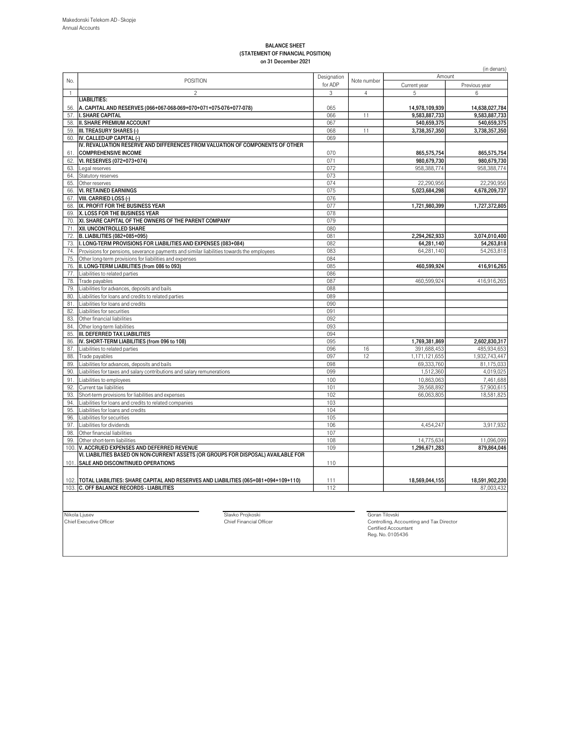Makedonski Telekom AD - Skopje
Annual Accounts

# BALANCE SHEET
## (STATEMENT OF FINANCIAL POSITION)
### on 31 December 2021

(in denars)

| No. | POSITION | Designation for ADP | Note number | Amount | |
|---|---|---|---|---|---|
| | | | | Current year | Previous year |
| 1 | 2 | 3 | 4 | 5 | 6 |
| | **LIABILITIES:** | | | | |
| 56. | **A. CAPITAL AND RESERVES (066+067-068-069+070+071+075-076+077-078)** | 065 | | **14,978,109,939** | **14,638,027,784** |
| 57. | **I. SHARE CAPITAL** | 066 | 11 | **9,583,887,733** | **9,583,887,733** |
| 58. | **II. SHARE PREMIUM ACCOUNT** | 067 | | **540,659,375** | **540,659,375** |
| 59. | **III. TREASURY SHARES (-)** | 068 | 11 | **3,738,357,350** | **3,738,357,350** |
| 60. | **IV. CALLED-UP CAPITAL (-)** | 069 | | | |
| 61. | **IV. REVALUATION RESERVE AND DIFFERENCES FROM VALUATION OF COMPONENTS OF OTHER COMPREHENSIVE INCOME** | 070 | | **865,575,754** | **865,575,754** |
| 62. | **VI. RESERVES (072+073+074)** | 071 | | **980,679,730** | **980,679,730** |
| 63. | Legal reserves | 072 | | 958,388,774 | 958,388,774 |
| 64. | Statutory reserves | 073 | | | |
| 65. | Other reserves | 074 | | 22,290,956 | 22,290,956 |
| 66. | **VI. RETAINED EARNINGS** | 075 | | **5,023,684,298** | **4,678,209,737** |
| 67. | **VIII. CARRIED LOSS (-)** | 076 | | | |
| 68. | **IX. PROFIT FOR THE BUSINESS YEAR** | 077 | | **1,721,980,399** | **1,727,372,805** |
| 69. | **X. LOSS FOR THE BUSINESS YEAR** | 078 | | | |
| 70. | **XI. SHARE CAPITAL OF THE OWNERS OF THE PARENT COMPANY** | 079 | | | |
| 71. | **XII. UNCONTROLLED SHARE** | 080 | | | |
| 72. | **B. LIABILITIES (082+085+095)** | 081 | | **2,294,262,933** | **3,074,010,400** |
| 73. | **I. LONG-TERM PROVISIONS FOR LIABILITIES AND EXPENSES (083+084)** | 082 | | **64,281,140** | **54,263,818** |
| 74. | Provisions for pensions, severance payments and similar liabilities towards the employees | 083 | | 64,281,140 | 54,263,818 |
| 75. | Other long-term provisions for liabilities and expenses | 084 | | | |
| 76. | **II. LONG-TERM LIABILITIES (from 086 to 093)** | 085 | | **460,599,924** | **416,916,265** |
| 77. | Liabilities to related parties | 086 | | | |
| 78. | Trade payables | 087 | | 460,599,924 | 416,916,265 |
| 79. | Liabilities for advances, deposits and bails | 088 | | | |
| 80. | Liabilities for loans and credits to related parties | 089 | | | |
| 81. | Liabilities for loans and credits | 090 | | | |
| 82. | Liabilities for securities | 091 | | | |
| 83. | Other financial liabilities | 092 | | | |
| 84. | Other long-term liabilities | 093 | | | |
| 85. | **III. DEFERRED TAX LIABILITIES** | 094 | | | |
| 86. | **IV. SHORT-TERM LIABILITIES (from 096 to 108)** | 095 | | **1,769,381,869** | **2,602,830,317** |
| 87. | Liabilities to related parties | 096 | 16 | 391,688,453 | 485,934,653 |
| 88. | Trade payables | 097 | 12 | 1,171,121,655 | 1,932,743,447 |
| 89. | Liabilities for advances, deposits and bails | 098 | | 69,333,760 | 81,175,033 |
| 90. | Liabilities for taxes and salary contributions and salary remunerations | 099 | | 1,512,360 | 4,019,025 |
| 91. | Liabilities to employees | 100 | | 10,863,063 | 7,461,688 |
| 92. | Current tax liabilities | 101 | | 39,568,892 | 57,900,615 |
| 93. | Short-term provisions for liabilities and expenses | 102 | | 66,063,805 | 18,581,825 |
| 94. | Liabilities for loans and credits to related companies | 103 | | | |
| 95. | Liabilities for loans and credits | 104 | | | |
| 96. | Liabilities for securities | 105 | | | |
| 97. | Liabilities for dividends | 106 | | 4,454,247 | 3,917,932 |
| 98. | Other financial liabilities | 107 | | | |
| 99. | Other short-term liabilities | 108 | | 14,775,634 | 11,096,099 |
| 100. | **V. ACCRUED EXPENSES AND DEFERRED REVENUE** | 109 | | **1,296,671,283** | **879,864,046** |
| 101. | **VI. LIABILITIES BASED ON NON-CURRENT ASSETS (OR GROUPS FOR DISPOSAL) AVAILABLE FOR SALE AND DISCONTINUED OPERATIONS** | 110 | | | |
| 102. | **TOTAL LIABILITIES: SHARE CAPITAL AND RESERVES AND LIABILITIES (065+081+094+109+110)** | 111 | | **18,569,044,155** | **18,591,902,230** |
| 103. | **C. OFF BALANCE RECORDS - LIABILITIES** | 112 | | | 87,003,432 |

Nikola Ljusev
Chief Executive Officer

Slavko Projkoski
Chief Financial Officer

Goran Tilovski
Controlling, Accounting and Tax Director
Certified Accountant
Reg. No. 0105436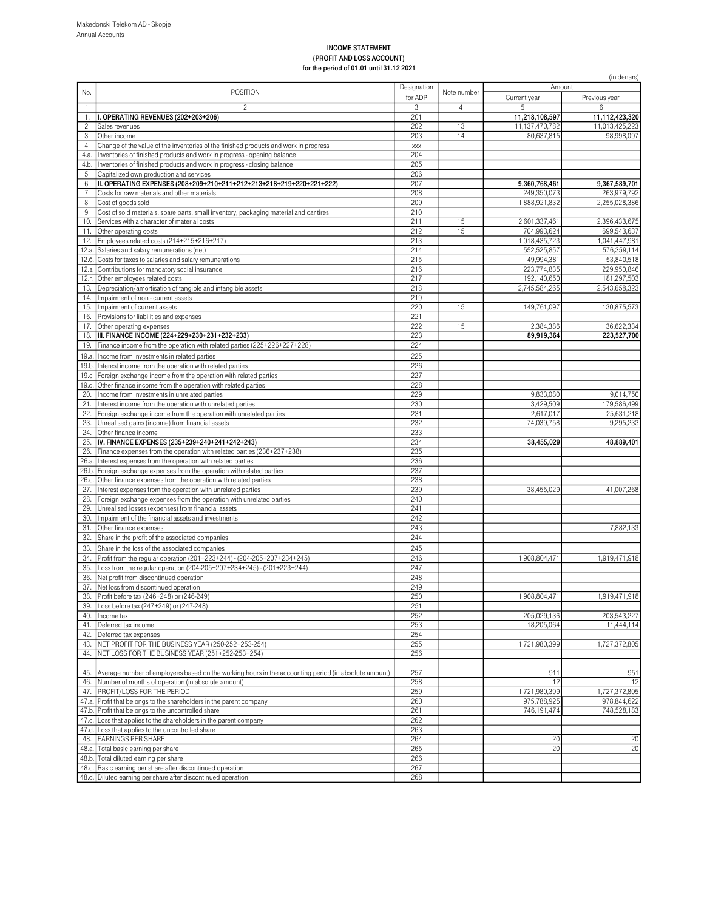Makedonski Telekom AD - Skopje
Annual Accounts

# INCOME STATEMENT
## (PROFIT AND LOSS ACCOUNT)
### for the period of 01.01 until 31.12 2021

(in denars)

| No. | POSITION | Designation for ADP | Note number | Amount | |
|---|---|---|---|---|---|
| | | | | Current year | Previous year |
| 1 | 2 | 3 | 4 | 5 | 6 |
| 1. | **I. OPERATING REVENUES (202+203+206)** | 201 | | **11,218,108,597** | **11,112,423,320** |
| 2. | Sales revenues | 202 | 13 | 11,137,470,782 | 11,013,425,223 |
| 3. | Other income | 203 | 14 | 80,637,815 | 98,998,097 |
| 4. | Change of the value of the inventories of the finished products and work in progress | xxx | | | |
| 4.a. | Inventories of finished products and work in progress - opening balance | 204 | | | |
| 4.b. | Inventories of finished products and work in progress - closing balance | 205 | | | |
| 5. | Capitalized own production and services | 206 | | | |
| 6. | **II. OPERATING EXPENSES (208+209+210+211+212+213+218+219+220+221+222)** | 207 | | **9,360,768,461** | **9,367,589,701** |
| 7. | Costs for raw materials and other materials | 208 | | 249,350,073 | 263,979,792 |
| 8. | Cost of goods sold | 209 | | 1,888,921,832 | 2,255,028,386 |
| 9. | Cost of sold materials, spare parts, small inventory, packaging material and car tires | 210 | | | |
| 10. | Services with a character of material costs | 211 | 15 | 2,601,337,461 | 2,396,433,675 |
| 11. | Other operating costs | 212 | 15 | 704,993,624 | 699,543,637 |
| 12. | Employees related costs (214+215+216+217) | 213 | | 1,018,435,723 | 1,041,447,981 |
| 12.a. | Salaries and salary remunerations (net) | 214 | | 552,525,857 | 576,359,114 |
| 12.б. | Costs for taxes to salaries and salary remunerations | 215 | | 49,994,381 | 53,840,518 |
| 12.в. | Contributions for mandatory social insurance | 216 | | 223,774,835 | 229,950,846 |
| 12.г. | Other employees related costs | 217 | | 192,140,650 | 181,297,503 |
| 13. | Depreciation/amortisation of tangible and intangible assets | 218 | | 2,745,584,265 | 2,543,658,323 |
| 14. | Impairment of non - current assets | 219 | | | |
| 15. | Impairment of current assets | 220 | 15 | 149,761,097 | 130,875,573 |
| 16. | Provisions for liabilities and expenses | 221 | | | |
| 17. | Other operating expenses | 222 | 15 | 2,384,386 | 36,622,334 |
| 18. | **III. FINANCE INCOME (224+229+230+231+232+233)** | 223 | | **89,919,364** | **223,527,700** |
| 19. | Finance income from the operation with related parties (225+226+227+228) | 224 | | | |
| 19.a. | Income from investments in related parties | 225 | | | |
| 19.b. | Interest income from the operation with related parties | 226 | | | |
| 19.c. | Foreign exchange income from the operation with related parties | 227 | | | |
| 19.d. | Other finance income from the operation with related parties | 228 | | | |
| 20. | Income from investments in unrelated parties | 229 | | 9,833,080 | 9,014,750 |
| 21. | Interest income from the operation with unrelated parties | 230 | | 3,429,509 | 179,586,499 |
| 22. | Foreign exchange income from the operation with unrelated parties | 231 | | 2,617,017 | 25,631,218 |
| 23. | Unrealised gains (income) from financial assets | 232 | | 74,039,758 | 9,295,233 |
| 24. | Other finance income | 233 | | | |
| 25. | **IV. FINANCE EXPENSES (235+239+240+241+242+243)** | 234 | | **38,455,029** | **48,889,401** |
| 26. | Finance expenses from the operation with related parties (236+237+238) | 235 | | | |
| 26.a. | Interest expenses from the operation with related parties | 236 | | | |
| 26.b. | Foreign exchange expenses from the operation with related parties | 237 | | | |
| 26.c. | Other finance expenses from the operation with related parties | 238 | | | |
| 27. | Interest expenses from the operation with unrelated parties | 239 | | 38,455,029 | 41,007,268 |
| 28. | Foreign exchange expenses from the operation with unrelated parties | 240 | | | |
| 29. | Unrealised losses (expenses) from financial assets | 241 | | | |
| 30. | Impairment of the financial assets and investments | 242 | | | |
| 31. | Other finance expenses | 243 | | | 7,882,133 |
| 32. | Share in the profit of the associated companies | 244 | | | |
| 33. | Share in the loss of the associated companies | 245 | | | |
| 34. | Profit from the regular operation (201+223+244) - (204-205+207+234+245) | 246 | | 1,908,804,471 | 1,919,471,918 |
| 35. | Loss from the regular operation (204-205+207+234+245) - (201+223+244) | 247 | | | |
| 36. | Net profit from discontinued operation | 248 | | | |
| 37. | Net loss from discontinued operation | 249 | | | |
| 38. | Profit before tax (246+248) or (246-249) | 250 | | 1,908,804,471 | 1,919,471,918 |
| 39. | Loss before tax (247+249) or (247-248) | 251 | | | |
| 40. | Income tax | 252 | | 205,029,136 | 203,543,227 |
| 41. | Deferred tax income | 253 | | 18,205,064 | 11,444,114 |
| 42. | Deferred tax expenses | 254 | | | |
| 43. | NET PROFIT FOR THE BUSINESS YEAR (250-252+253-254) | 255 | | 1,721,980,399 | 1,727,372,805 |
| 44. | NET LOSS FOR THE BUSINESS YEAR (251+252-253+254) | 256 | | | |
| 45. | Average number of employees based on the working hours in the accounting period (in absolute amount) | 257 | | 911 | 951 |
| 46. | Number of months of operation (in absolute amount) | 258 | | 12 | 12 |
| 47. | PROFIT/LOSS FOR THE PERIOD | 259 | | 1,721,980,399 | 1,727,372,805 |
| 47.a. | Profit that belongs to the shareholders in the parent company | 260 | | 975,788,925 | 978,844,622 |
| 47.b. | Profit that belongs to the uncontrolled share | 261 | | 746,191,474 | 748,528,183 |
| 47.c. | Loss that applies to the shareholders in the parent company | 262 | | | |
| 47.d. | Loss that applies to the uncontrolled share | 263 | | | |
| 48. | EARNINGS PER SHARE | 264 | | 20 | 20 |
| 48.a. | Total basic earning per share | 265 | | 20 | 20 |
| 48.b. | Total diluted earning per share | 266 | | | |
| 48.c. | Basic earning per share after discontinued operation | 267 | | | |
| 48.d. | Diluted earning per share after discontinued operation | 268 | | | |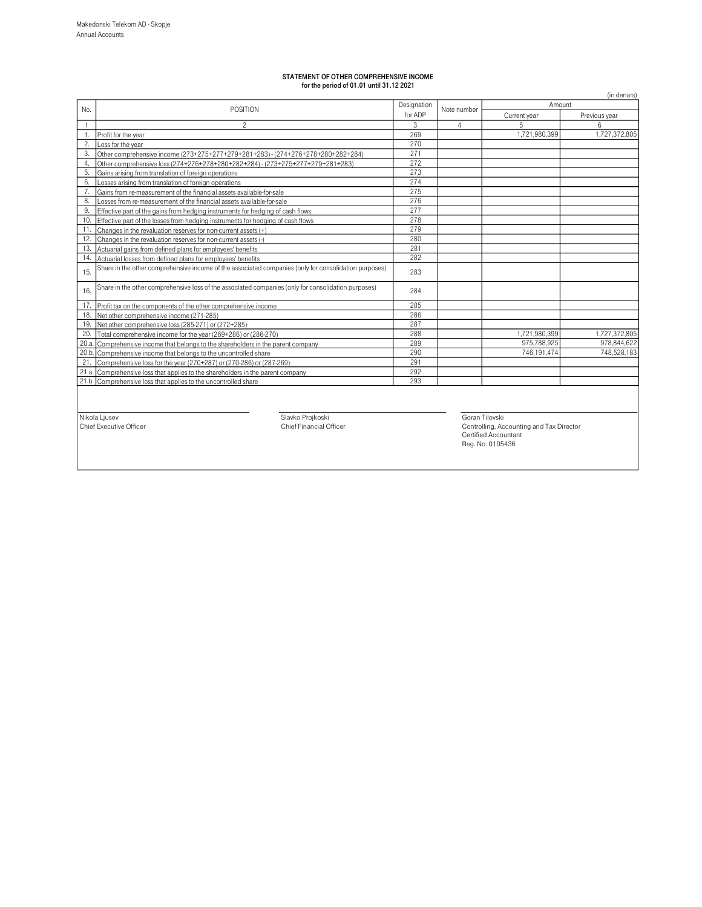Makedonski Telekom AD - Skopje
Annual Accounts

## STATEMENT OF OTHER COMPREHENSIVE INCOME
### for the period of 01.01 until 31.12 2021

(in denars)

| No. | POSITION | Designation for ADP | Note number | Amount | |
|---|---|---|---|---|---|
| | | | | Current year | Previous year |
| 1 | 2 | 3 | 4 | 5 | 6 |
| 1. | Profit for the year | 269 | | 1,721,980,399 | 1,727,372,805 |
| 2. | Loss for the year | 270 | | | |
| 3. | Other comprehensive income (273+275+277+279+281+283) - (274+276+278+280+282+284) | 271 | | | |
| 4. | Other comprehensive loss (274+276+278+280+282+284) - (273+275+277+279+281+283) | 272 | | | |
| 5. | Gains arising from translation of foreign operations | 273 | | | |
| 6. | Losses arising from translation of foreign operations | 274 | | | |
| 7. | Gains from re-measurement of the financial assets available-for-sale | 275 | | | |
| 8. | Losses from re-measurement of the financial assets available-for-sale | 276 | | | |
| 9. | Effective part of the gains from hedging instruments for hedging of cash flows | 277 | | | |
| 10. | Effective part of the losses from hedging instruments for hedging of cash flows | 278 | | | |
| 11. | Changes in the revaluation reserves for non-current assets (+) | 279 | | | |
| 12. | Changes in the revaluation reserves for non-current assets (-) | 280 | | | |
| 13. | Actuarial gains from defined plans for employees' benefits | 281 | | | |
| 14. | Actuarial losses from defined plans for employees' benefits | 282 | | | |
| 15. | Share in the other comprehensive income of the associated companies (only for consolidation purposes) | 283 | | | |
| 16. | Share in the other comprehensive loss of the associated companies (only for consolidation purposes) | 284 | | | |
| 17. | Profit tax on the components of the other comprehensive income | 285 | | | |
| 18. | Net other comprehensive income (271-285) | 286 | | | |
| 19. | Net other comprehensive loss (285-271) or (272+285) | 287 | | | |
| 20. | Total comprehensive income for the year (269+286) or (286-270) | 288 | | 1,721,980,399 | 1,727,372,805 |
| 20.a. | Comprehensive income that belongs to the shareholders in the parent company | 289 | | 975,788,925 | 978,844,622 |
| 20.b. | Comprehensive income that belongs to the uncontrolled share | 290 | | 746,191,474 | 748,528,183 |
| 21. | Comprehensive loss for the year (270+287) or (270-286) or (287-269) | 291 | | | |
| 21.a. | Comprehensive loss that applies to the shareholders in the parent company | 292 | | | |
| 21.b. | Comprehensive loss that applies to the uncontrolled share | 293 | | | |

Nikola Ljusev
Chief Executive Officer

Slavko Projkoski
Chief Financial Officer

Goran Tilovski
Controlling, Accounting and Tax Director
Certified Accountant
Reg. No. 0105436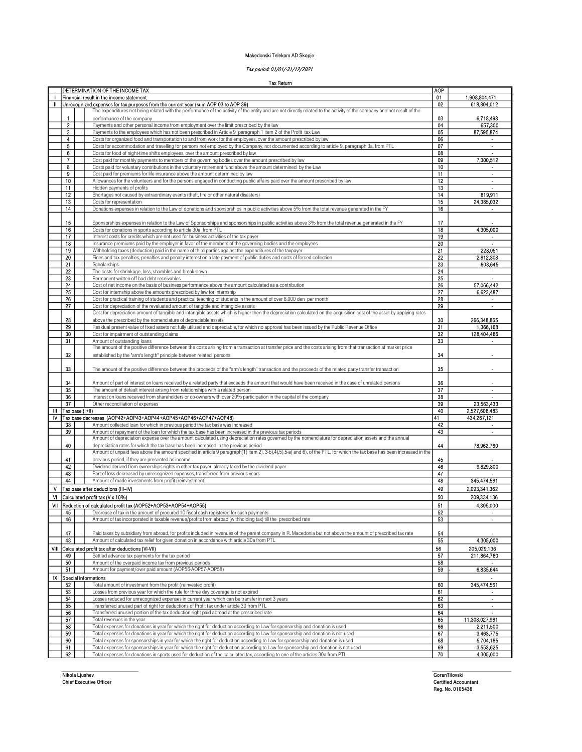Makedonski Telekom AD Skopje

*Tax period: 01/01/-31/12/2021*

Tax Return

| | | DETERMINATION OF THE INCOME TAX | AOP | |
|---|---|---|---|---|
| I | | Financial result in the income statement | 01 | 1,908,804,471 |
| II | | Unrecognized expenses for tax purposes from the current year (sum AOP 03 to AOP 39) | 02 | 618,804,012 |
| | 1 | The expenditures not being related with the performance of the activity of the entity and are not directly related to the activity of the company and not result of the performance of the company | 03 | 6,718,498 |
| | 2 | Payments and other personal income from employment over the limit prescribed by the law | 04 | 657,300 |
| | 3 | Payments to the employees which has not been prescribed in Article 9 paragraph 1 item 2 of the Profit tax Law | 05 | 87,595,874 |
| | 4 | Costs for organized food and transportation to and from work for the employees, over the amount prescribed by law | 06 | - |
| | 5 | Costs for accommodation and travelling for persons not employed by the Company, not documented according to article 9, paragraph 3a, from PTL | 07 | - |
| | 6 | Costs for food of night-time shifts employees, over the amount prescribed by law | 08 | - |
| | 7 | Cost paid for monthly payments to members of the governing bodies over the amount prescribed by law | 09 | 7,300,512 |
| | 8 | Costs paid for voluntary contributions in the voluntary retirement fund above the amount determined by the Law | 10 | - |
| | 9 | Cost paid for premiums for life insurance above the amount determined by law | 11 | - |
| | 10 | Allowances for the volunteers and for the persons engaged in conducting public affairs paid over the amount prescribed by law | 12 | - |
| | 11 | Hidden payments of profits | 13 | - |
| | 12 | Shortages not caused by extraordinary events (theft, fire or other natural disasters) | 14 | 819,911 |
| | 13 | Costs for representation | 15 | 24,385,032 |
| | 14 | Donations expenses in relation to the Law of donations and sponsorships in public activities above 5% from the total revenue generated in the FY | 16 | - |
| | 15 | Sponsorships expenses in relation to the Law of Sponsorships and sponsorships in public activities above 3% from the total revenue generated in the FY | 17 | - |
| | 16 | Costs for donations in sports according to article 30a from PTL | 18 | 4,305,000 |
| | 17 | Interest costs for credits which are not used for business activities of the tax payer | 19 | - |
| | 18 | Insurance premiums paid by the employer in favor of the members of the governing bodies and the employees | 20 | - |
| | 19 | Withholding taxes (deduction) paid in the name of third parties against the expenditures of the taxpayer | 21 | 228,051 |
| | 20 | Fines and tax penalties, penalties and penalty interest on a late payment of public duties and costs of forced collection | 22 | 2,812,308 |
| | 21 | Scholarships | 23 | 608,645 |
| | 22 | The costs for shrinkage, loss, shambles and break-down | 24 | - |
| | 23 | Permanent written-off bad debt receivables | 25 | - |
| | 24 | Cost of net income on the basis of business performance above the amount calculated as a contribution | 26 | 57,066,442 |
| | 25 | Cost for internship above the amounts prescribed by law for internship | 27 | 6,623,487 |
| | 26 | Cost for practical training of students and practical teaching of students in the amount of over 8.000 den per month | 28 | - |
| | 27 | Cost for depreciation of the revaluated amount of tangible and intangible assets | 29 | - |
| | 28 | Cost for depreciation amount of tangible and intangible assets which is higher then the depreciation calculated on the acquisition cost of the asset by applying rates above the prescribed by the nomenclature of depreciable assets | 30 | 266,348,865 |
| | 29 | Residual present value of fixed assets not fully utilized and depreciable, for which no approval has been issued by the Public Revenue Office | 31 | 1,366,168 |
| | 30 | Cost for impairment of outstanding claims | 32 | 128,404,486 |
| | 31 | Amount of outstanding loans | 33 | - |
| | 32 | The amount of the positive difference between the costs arising from a transaction at transfer price and the costs arising from that transaction at market price established by the "arm's length" principle between related persons | 34 | - |
| | 33 | The amount of the positive difference between the proceeds of the "arm's length" transaction and the proceeds of the related party transfer transaction | 35 | - |
| | 34 | Amount of part of interest on loans received by a related party that exceeds the amount that would have been received in the case of unrelated persons | 36 | - |
| | 35 | The amount of default interest arising from relationships with a related person | 37 | - |
| | 36 | Interest on loans received from shareholders or co-owners with over 20% participation in the capital of the company | 38 | - |
| | 37 | Other reconciliation of expenses | 39 | 23,563,433 |
| III | | Tax base (I+II) | 40 | 2,527,608,483 |
| IV | | Tax base decreases (AOP42+AOP43+AOP44+AOP45+AOP46+AOP47+AOP48) | 41 | 434,267,121 |
| | 38 | Amount collected loan for which in previous period the tax base was increased | 42 | - |
| | 39 | Amount of repayment of the loan for which the tax base has been increased in the previous tax periods | 43 | - |
| | 40 | Amount of depreciation expense over the amount calculated using depreciation rates governed by the nomenclature for depreciation assets and the annual depreciation rates for which the tax base has been increased in the previous period | 44 | 78,962,760 |
| | 41 | Amount of unpaid fees above the amount specified in article 9 paragraph(1) item 2), 3-b),4),5),5-a) and 6), of the PTL, for which the tax base has been increased in the previous period, if they are presented as income. | 45 | - |
| | 42 | Dividend derived from ownerships rights in other tax payer, already taxed by the dividend payer | 46 | 9,829,800 |
| | 43 | Part of loss decreased by unrecognized expenses, transferred from previous years | 47 | - |
| | 44 | Amount of made investments from profit (reinvestment) | 48 | 345,474,561 |
| V | | Tax base after deductions (III–IV) | 49 | 2,093,341,362 |
| VI | | Calculated profit tax (V x 10%) | 50 | 209,334,136 |
| VII | | Reduction of calculated profit tax (AOP52+AOP53+AOP54+AOP55) | 51 | 4,305,000 |
| | 45 | Decrease of tax in the amount of procured 10 fiscal cash registered for cash payments | 52 | - |
| | 46 | Amount of tax incorporated in taxable revenue/profits from abroad (withholding tax) till the prescribed rate | 53 | - |
| | 47 | Paid taxes by subsidiary from abroad, for profits included in revenues of the parent company in R. Macedonia but not above the amount of prescribed tax rate | 54 | - |
| | 48 | Amount of calculated tax relief for given donation in accordance with article 30a from PTL | 55 | 4,305,000 |
| VIII | | Calculated profit tax after deductions (VI-VII) | 56 | 205,029,136 |
| | 49 | Settled advance tax payments for the tax period | 57 | 211,864,780 |
| | 50 | Amount of the overpaid income tax from previous periods | 58 | - |
| | 51 | Amount for payment/over paid amount (AOP56-AOP57-AOP58) | 59 | - 6,835,644 |
| IX | | Special informations | | - |
| | 52 | Total amount of investment from the profit (reinvested profit) | 60 | 345,474,561 |
| | 53 | Losses from previous year for which the rule for three day coverage is not expired | 61 | - |
| | 54 | Losses reduced for unrecognized expenses in current year which can be transfer in next 3 years | 62 | - |
| | 55 | Transferred unused part of right for deductions of Profit tax under article 30 from PTL | 63 | - |
| | 56 | Transferred unused portion of the tax deduction right paid abroad at the prescribed rate | 64 | - |
| | 57 | Total revenues in the year | 65 | 11,308,027,961 |
| | 58 | Total expenses for donations in year for which the right for deduction according to Law for sponsorship and donation is used | 66 | 2,211,500 |
| | 59 | Total expenses for donations in year for which the right for deduction according to Law for sponsorship and donation is not used | 67 | 3,463,775 |
| | 60 | Total expenses for sponsorships in year for which the right for deduction according to Law for sponsorship and donation is used | 68 | 5,704,185 |
| | 61 | Total expenses for sponsorships in year for which the right for deduction according to Law for sponsorship and donation is not used | 69 | 3,553,625 |
| | 62 | Total expenses for donations in sports used for deduction of the calculated tax, according to one of the articles 30a from PTL | 70 | 4,305,000 |

**Nikola Ljushev**
**Chief Executive Officer**

**GoranTilovski**
**Certified Accountant**
**Reg. No. 0105436**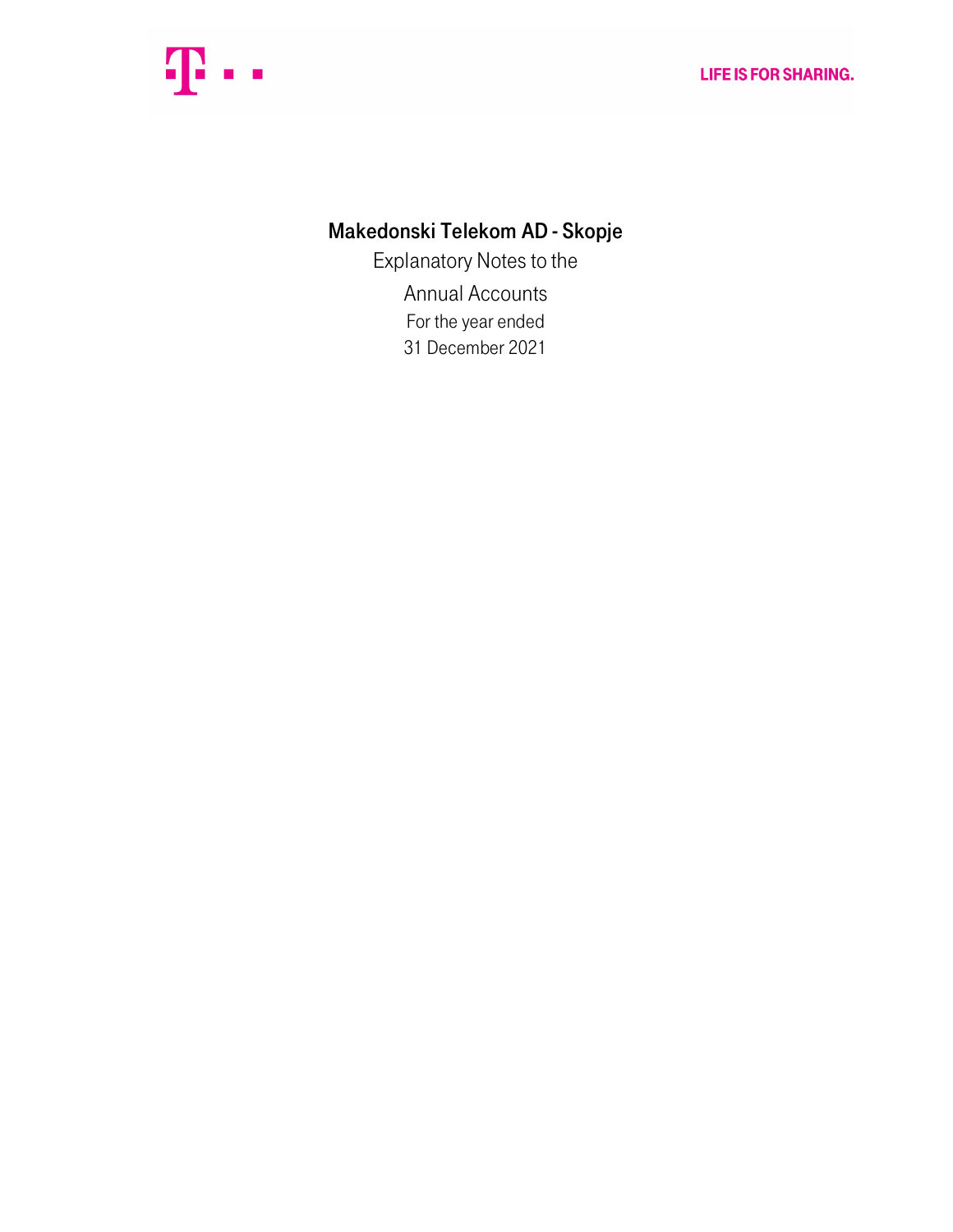LIFE IS FOR SHARING.

# Makedonski Telekom AD - Skopje

Explanatory Notes to the

Annual Accounts

For the year ended

31 December 2021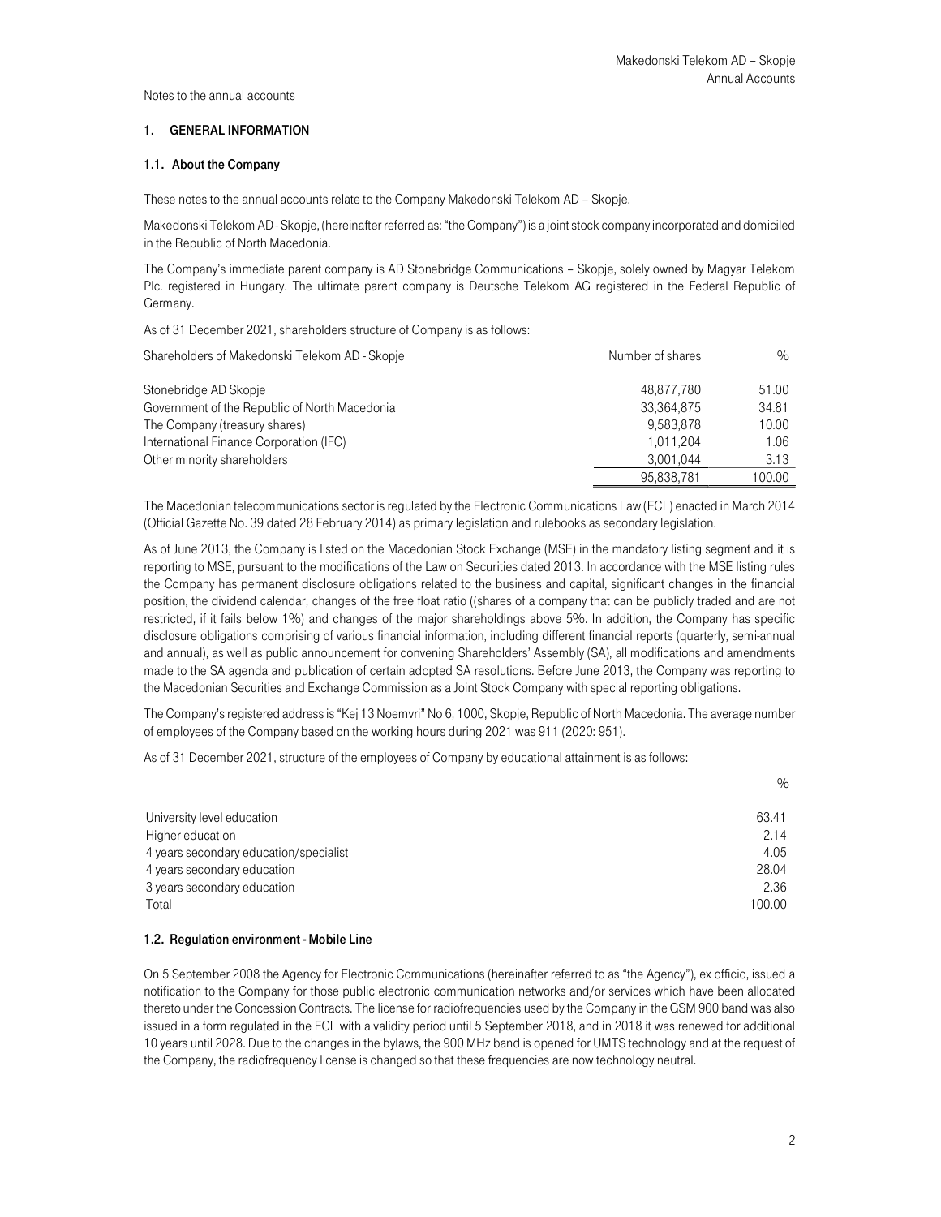Notes to the annual accounts

## 1. GENERAL INFORMATION

### 1.1. About the Company

These notes to the annual accounts relate to the Company Makedonski Telekom AD – Skopje.

Makedonski Telekom AD - Skopje, (hereinafter referred as: "the Company") is a joint stock company incorporated and domiciled in the Republic of North Macedonia.

The Company's immediate parent company is AD Stonebridge Communications – Skopje, solely owned by Magyar Telekom Plc. registered in Hungary. The ultimate parent company is Deutsche Telekom AG registered in the Federal Republic of Germany.

As of 31 December 2021, shareholders structure of Company is as follows:

| Shareholders of Makedonski Telekom AD - Skopje | Number of shares | % |
|---|---|---|
| Stonebridge AD Skopje | 48,877,780 | 51.00 |
| Government of the Republic of North Macedonia | 33,364,875 | 34.81 |
| The Company (treasury shares) | 9,583,878 | 10.00 |
| International Finance Corporation (IFC) | 1,011,204 | 1.06 |
| Other minority shareholders | 3,001,044 | 3.13 |
| | 95,838,781 | 100.00 |

The Macedonian telecommunications sector is regulated by the Electronic Communications Law (ECL) enacted in March 2014 (Official Gazette No. 39 dated 28 February 2014) as primary legislation and rulebooks as secondary legislation.

As of June 2013, the Company is listed on the Macedonian Stock Exchange (MSE) in the mandatory listing segment and it is reporting to MSE, pursuant to the modifications of the Law on Securities dated 2013. In accordance with the MSE listing rules the Company has permanent disclosure obligations related to the business and capital, significant changes in the financial position, the dividend calendar, changes of the free float ratio ((shares of a company that can be publicly traded and are not restricted, if it fails below 1%) and changes of the major shareholdings above 5%. In addition, the Company has specific disclosure obligations comprising of various financial information, including different financial reports (quarterly, semi-annual and annual), as well as public announcement for convening Shareholders' Assembly (SA), all modifications and amendments made to the SA agenda and publication of certain adopted SA resolutions. Before June 2013, the Company was reporting to the Macedonian Securities and Exchange Commission as a Joint Stock Company with special reporting obligations.

The Company's registered address is "Kej 13 Noemvri" No 6, 1000, Skopje, Republic of North Macedonia. The average number of employees of the Company based on the working hours during 2021 was 911 (2020: 951).

As of 31 December 2021, structure of the employees of Company by educational attainment is as follows:

| | % |
|---|---|
| University level education | 63.41 |
| Higher education | 2.14 |
| 4 years secondary education/specialist | 4.05 |
| 4 years secondary education | 28.04 |
| 3 years secondary education | 2.36 |
| Total | 100.00 |

### 1.2. Regulation environment - Mobile Line

On 5 September 2008 the Agency for Electronic Communications (hereinafter referred to as "the Agency"), ex officio, issued a notification to the Company for those public electronic communication networks and/or services which have been allocated thereto under the Concession Contracts. The license for radiofrequencies used by the Company in the GSM 900 band was also issued in a form regulated in the ECL with a validity period until 5 September 2018, and in 2018 it was renewed for additional 10 years until 2028. Due to the changes in the bylaws, the 900 MHz band is opened for UMTS technology and at the request of the Company, the radiofrequency license is changed so that these frequencies are now technology neutral.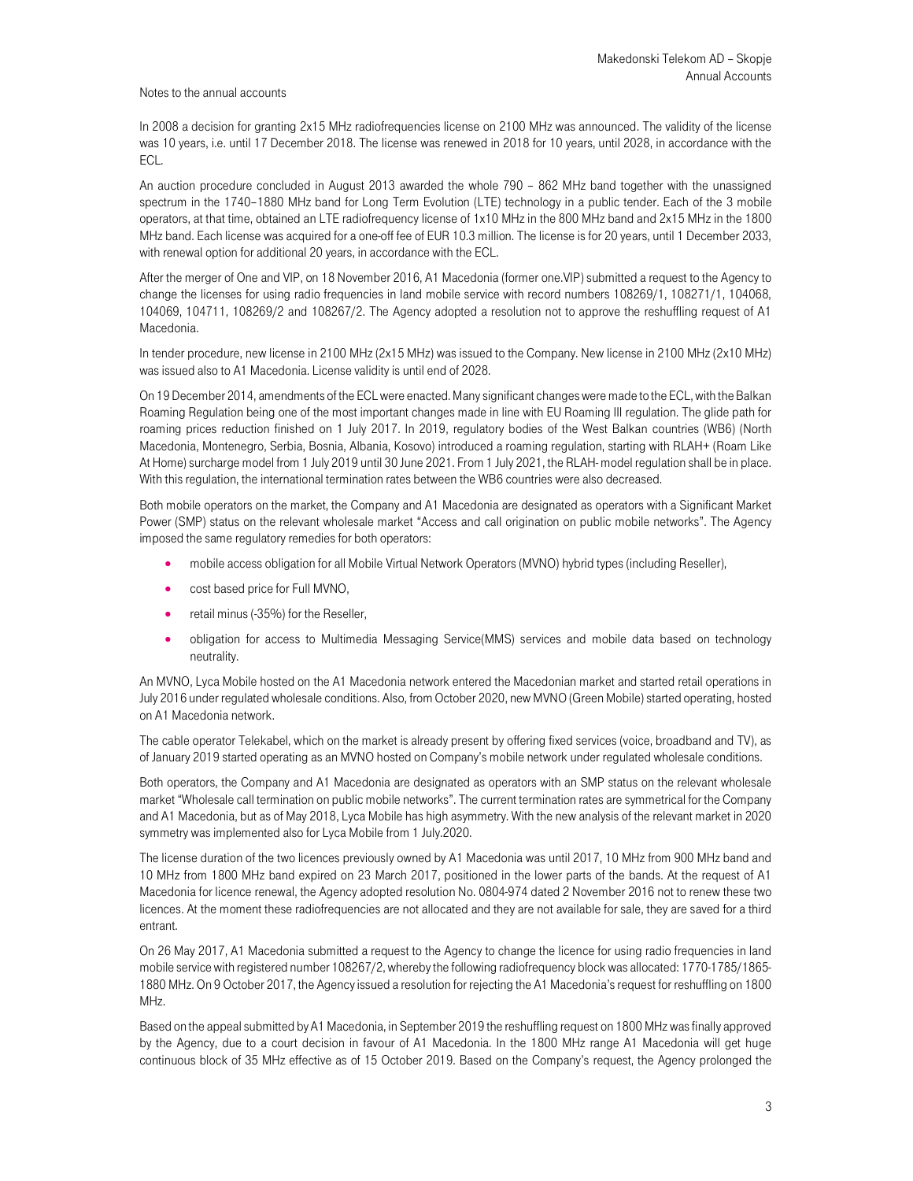Notes to the annual accounts

In 2008 a decision for granting 2x15 MHz radiofrequencies license on 2100 MHz was announced. The validity of the license was 10 years, i.e. until 17 December 2018. The license was renewed in 2018 for 10 years, until 2028, in accordance with the ECL.

An auction procedure concluded in August 2013 awarded the whole 790 – 862 MHz band together with the unassigned spectrum in the 1740–1880 MHz band for Long Term Evolution (LTE) technology in a public tender. Each of the 3 mobile operators, at that time, obtained an LTE radiofrequency license of 1x10 MHz in the 800 MHz band and 2x15 MHz in the 1800 MHz band. Each license was acquired for a one-off fee of EUR 10.3 million. The license is for 20 years, until 1 December 2033, with renewal option for additional 20 years, in accordance with the ECL.

After the merger of One and VIP, on 18 November 2016, A1 Macedonia (former one.VIP) submitted a request to the Agency to change the licenses for using radio frequencies in land mobile service with record numbers 108269/1, 108271/1, 104068, 104069, 104711, 108269/2 and 108267/2. The Agency adopted a resolution not to approve the reshuffling request of A1 Macedonia.

In tender procedure, new license in 2100 MHz (2x15 MHz) was issued to the Company. New license in 2100 MHz (2x10 MHz) was issued also to A1 Macedonia. License validity is until end of 2028.

On 19 December 2014, amendments of the ECL were enacted. Many significant changes were made to the ECL, with the Balkan Roaming Regulation being one of the most important changes made in line with EU Roaming III regulation. The glide path for roaming prices reduction finished on 1 July 2017. In 2019, regulatory bodies of the West Balkan countries (WB6) (North Macedonia, Montenegro, Serbia, Bosnia, Albania, Kosovo) introduced a roaming regulation, starting with RLAH+ (Roam Like At Home) surcharge model from 1 July 2019 until 30 June 2021. From 1 July 2021, the RLAH- model regulation shall be in place. With this regulation, the international termination rates between the WB6 countries were also decreased.

Both mobile operators on the market, the Company and A1 Macedonia are designated as operators with a Significant Market Power (SMP) status on the relevant wholesale market "Access and call origination on public mobile networks". The Agency imposed the same regulatory remedies for both operators:

- mobile access obligation for all Mobile Virtual Network Operators (MVNO) hybrid types (including Reseller),
- cost based price for Full MVNO,
- retail minus (-35%) for the Reseller,
- obligation for access to Multimedia Messaging Service(MMS) services and mobile data based on technology neutrality.

An MVNO, Lyca Mobile hosted on the A1 Macedonia network entered the Macedonian market and started retail operations in July 2016 under regulated wholesale conditions. Also, from October 2020, new MVNO (Green Mobile) started operating, hosted on A1 Macedonia network.

The cable operator Telekabel, which on the market is already present by offering fixed services (voice, broadband and TV), as of January 2019 started operating as an MVNO hosted on Company's mobile network under regulated wholesale conditions.

Both operators, the Company and A1 Macedonia are designated as operators with an SMP status on the relevant wholesale market "Wholesale call termination on public mobile networks". The current termination rates are symmetrical for the Company and A1 Macedonia, but as of May 2018, Lyca Mobile has high asymmetry. With the new analysis of the relevant market in 2020 symmetry was implemented also for Lyca Mobile from 1 July.2020.

The license duration of the two licences previously owned by A1 Macedonia was until 2017, 10 MHz from 900 MHz band and 10 MHz from 1800 MHz band expired on 23 March 2017, positioned in the lower parts of the bands. At the request of A1 Macedonia for licence renewal, the Agency adopted resolution No. 0804-974 dated 2 November 2016 not to renew these two licences. At the moment these radiofrequencies are not allocated and they are not available for sale, they are saved for a third entrant.

On 26 May 2017, A1 Macedonia submitted a request to the Agency to change the licence for using radio frequencies in land mobile service with registered number 108267/2, whereby the following radiofrequency block was allocated: 1770-1785/1865-1880 MHz. On 9 October 2017, the Agency issued a resolution for rejecting the A1 Macedonia's request for reshuffling on 1800 MHz.

Based on the appeal submitted by A1 Macedonia, in September 2019 the reshuffling request on 1800 MHz was finally approved by the Agency, due to a court decision in favour of A1 Macedonia. In the 1800 MHz range A1 Macedonia will get huge continuous block of 35 MHz effective as of 15 October 2019. Based on the Company's request, the Agency prolonged the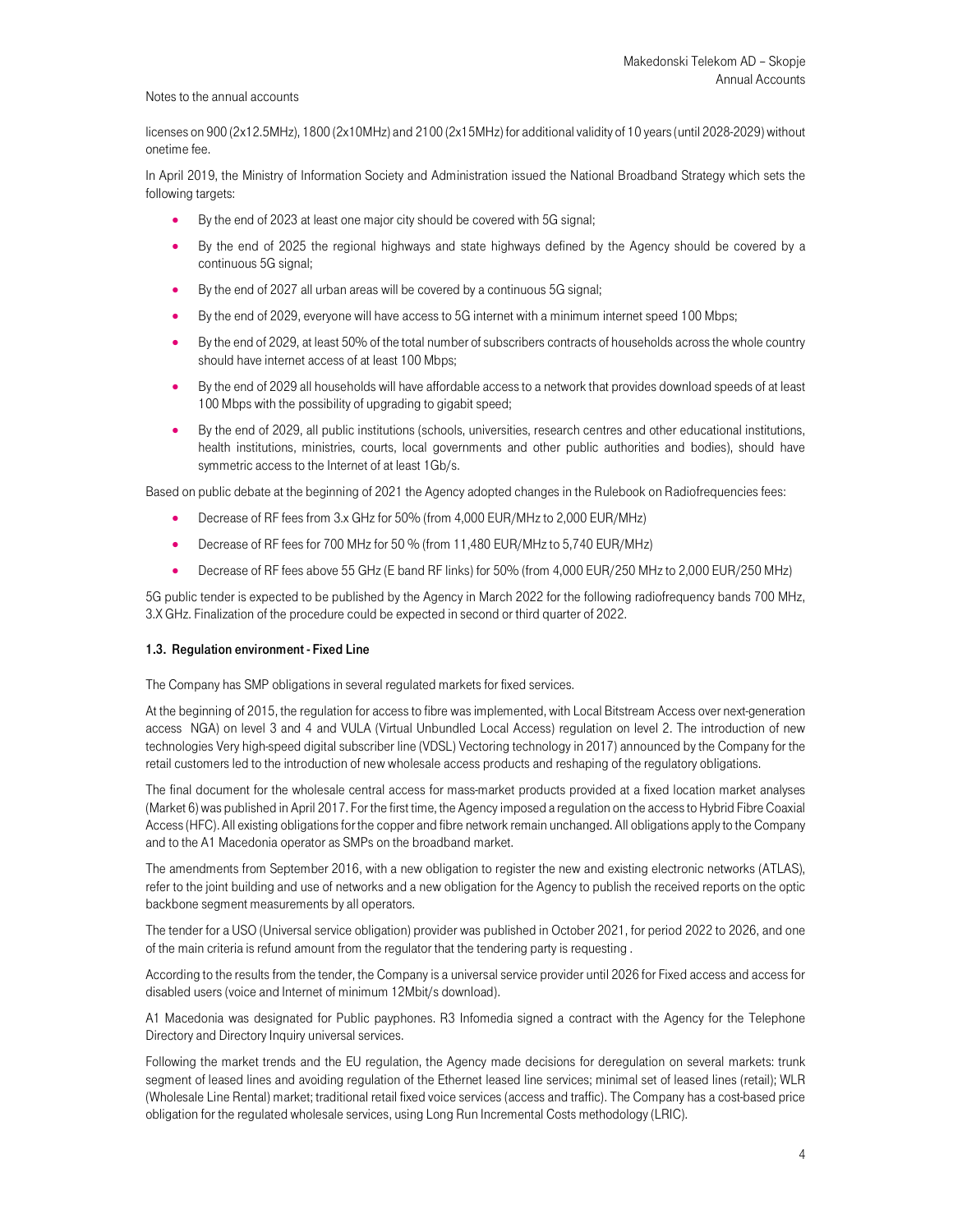licenses on 900 (2x12.5MHz), 1800 (2x10MHz) and 2100 (2x15MHz) for additional validity of 10 years (until 2028-2029) without onetime fee.

In April 2019, the Ministry of Information Society and Administration issued the National Broadband Strategy which sets the following targets:

- By the end of 2023 at least one major city should be covered with 5G signal;
- By the end of 2025 the regional highways and state highways defined by the Agency should be covered by a continuous 5G signal;
- By the end of 2027 all urban areas will be covered by a continuous 5G signal;
- By the end of 2029, everyone will have access to 5G internet with a minimum internet speed 100 Mbps;
- By the end of 2029, at least 50% of the total number of subscribers contracts of households across the whole country should have internet access of at least 100 Mbps;
- By the end of 2029 all households will have affordable access to a network that provides download speeds of at least 100 Mbps with the possibility of upgrading to gigabit speed;
- By the end of 2029, all public institutions (schools, universities, research centres and other educational institutions, health institutions, ministries, courts, local governments and other public authorities and bodies), should have symmetric access to the Internet of at least 1Gb/s.

Based on public debate at the beginning of 2021 the Agency adopted changes in the Rulebook on Radiofrequencies fees:

- Decrease of RF fees from 3.x GHz for 50% (from 4,000 EUR/MHz to 2,000 EUR/MHz)
- Decrease of RF fees for 700 MHz for 50 % (from 11,480 EUR/MHz to 5,740 EUR/MHz)
- Decrease of RF fees above 55 GHz (E band RF links) for 50% (from 4,000 EUR/250 MHz to 2,000 EUR/250 MHz)

5G public tender is expected to be published by the Agency in March 2022 for the following radiofrequency bands 700 MHz, 3.X GHz. Finalization of the procedure could be expected in second or third quarter of 2022.

### 1.3. Regulation environment - Fixed Line

The Company has SMP obligations in several regulated markets for fixed services.

At the beginning of 2015, the regulation for access to fibre was implemented, with Local Bitstream Access over next-generation access NGA) on level 3 and 4 and VULA (Virtual Unbundled Local Access) regulation on level 2. The introduction of new technologies Very high-speed digital subscriber line (VDSL) Vectoring technology in 2017) announced by the Company for the retail customers led to the introduction of new wholesale access products and reshaping of the regulatory obligations.

The final document for the wholesale central access for mass-market products provided at a fixed location market analyses (Market 6) was published in April 2017. For the first time, the Agency imposed a regulation on the access to Hybrid Fibre Coaxial Access (HFC). All existing obligations for the copper and fibre network remain unchanged. All obligations apply to the Company and to the A1 Macedonia operator as SMPs on the broadband market.

The amendments from September 2016, with a new obligation to register the new and existing electronic networks (ATLAS), refer to the joint building and use of networks and a new obligation for the Agency to publish the received reports on the optic backbone segment measurements by all operators.

The tender for a USO (Universal service obligation) provider was published in October 2021, for period 2022 to 2026, and one of the main criteria is refund amount from the regulator that the tendering party is requesting .

According to the results from the tender, the Company is a universal service provider until 2026 for Fixed access and access for disabled users (voice and Internet of minimum 12Mbit/s download).

A1 Macedonia was designated for Public payphones. R3 Infomedia signed a contract with the Agency for the Telephone Directory and Directory Inquiry universal services.

Following the market trends and the EU regulation, the Agency made decisions for deregulation on several markets: trunk segment of leased lines and avoiding regulation of the Ethernet leased line services; minimal set of leased lines (retail); WLR (Wholesale Line Rental) market; traditional retail fixed voice services (access and traffic). The Company has a cost-based price obligation for the regulated wholesale services, using Long Run Incremental Costs methodology (LRIC).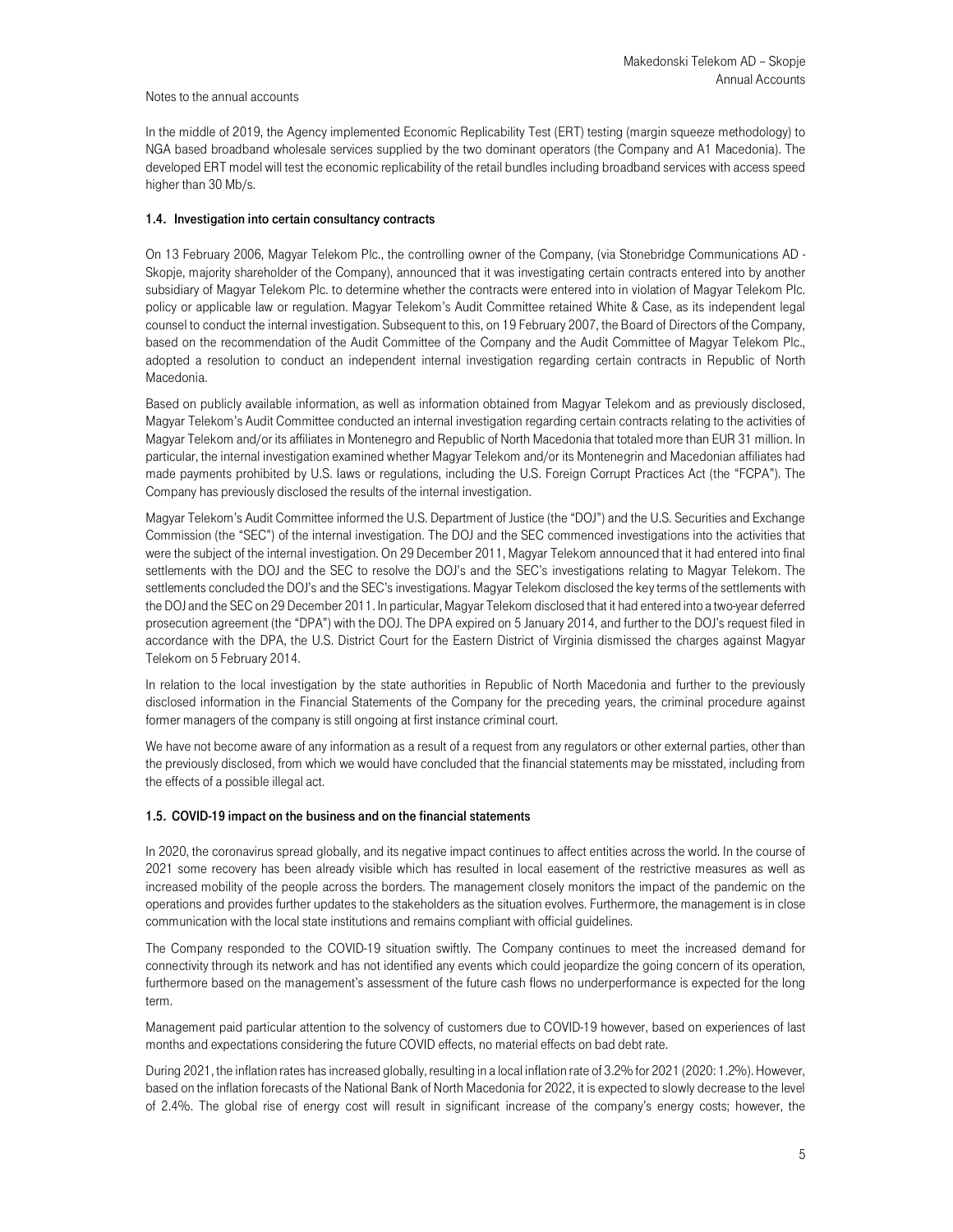Notes to the annual accounts

In the middle of 2019, the Agency implemented Economic Replicability Test (ERT) testing (margin squeeze methodology) to NGA based broadband wholesale services supplied by the two dominant operators (the Company and A1 Macedonia). The developed ERT model will test the economic replicability of the retail bundles including broadband services with access speed higher than 30 Mb/s.

### 1.4. Investigation into certain consultancy contracts

On 13 February 2006, Magyar Telekom Plc., the controlling owner of the Company, (via Stonebridge Communications AD - Skopje, majority shareholder of the Company), announced that it was investigating certain contracts entered into by another subsidiary of Magyar Telekom Plc. to determine whether the contracts were entered into in violation of Magyar Telekom Plc. policy or applicable law or regulation. Magyar Telekom's Audit Committee retained White & Case, as its independent legal counsel to conduct the internal investigation. Subsequent to this, on 19 February 2007, the Board of Directors of the Company, based on the recommendation of the Audit Committee of the Company and the Audit Committee of Magyar Telekom Plc., adopted a resolution to conduct an independent internal investigation regarding certain contracts in Republic of North Macedonia.

Based on publicly available information, as well as information obtained from Magyar Telekom and as previously disclosed, Magyar Telekom's Audit Committee conducted an internal investigation regarding certain contracts relating to the activities of Magyar Telekom and/or its affiliates in Montenegro and Republic of North Macedonia that totaled more than EUR 31 million. In particular, the internal investigation examined whether Magyar Telekom and/or its Montenegrin and Macedonian affiliates had made payments prohibited by U.S. laws or regulations, including the U.S. Foreign Corrupt Practices Act (the "FCPA"). The Company has previously disclosed the results of the internal investigation.

Magyar Telekom's Audit Committee informed the U.S. Department of Justice (the "DOJ") and the U.S. Securities and Exchange Commission (the "SEC") of the internal investigation. The DOJ and the SEC commenced investigations into the activities that were the subject of the internal investigation. On 29 December 2011, Magyar Telekom announced that it had entered into final settlements with the DOJ and the SEC to resolve the DOJ's and the SEC's investigations relating to Magyar Telekom. The settlements concluded the DOJ's and the SEC's investigations. Magyar Telekom disclosed the key terms of the settlements with the DOJ and the SEC on 29 December 2011. In particular, Magyar Telekom disclosed that it had entered into a two-year deferred prosecution agreement (the "DPA") with the DOJ. The DPA expired on 5 January 2014, and further to the DOJ's request filed in accordance with the DPA, the U.S. District Court for the Eastern District of Virginia dismissed the charges against Magyar Telekom on 5 February 2014.

In relation to the local investigation by the state authorities in Republic of North Macedonia and further to the previously disclosed information in the Financial Statements of the Company for the preceding years, the criminal procedure against former managers of the company is still ongoing at first instance criminal court.

We have not become aware of any information as a result of a request from any regulators or other external parties, other than the previously disclosed, from which we would have concluded that the financial statements may be misstated, including from the effects of a possible illegal act.

### 1.5. COVID-19 impact on the business and on the financial statements

In 2020, the coronavirus spread globally, and its negative impact continues to affect entities across the world. In the course of 2021 some recovery has been already visible which has resulted in local easement of the restrictive measures as well as increased mobility of the people across the borders. The management closely monitors the impact of the pandemic on the operations and provides further updates to the stakeholders as the situation evolves. Furthermore, the management is in close communication with the local state institutions and remains compliant with official guidelines.

The Company responded to the COVID-19 situation swiftly. The Company continues to meet the increased demand for connectivity through its network and has not identified any events which could jeopardize the going concern of its operation, furthermore based on the management's assessment of the future cash flows no underperformance is expected for the long term.

Management paid particular attention to the solvency of customers due to COVID-19 however, based on experiences of last months and expectations considering the future COVID effects, no material effects on bad debt rate.

During 2021, the inflation rates has increased globally, resulting in a local inflation rate of 3.2% for 2021 (2020: 1.2%). However, based on the inflation forecasts of the National Bank of North Macedonia for 2022, it is expected to slowly decrease to the level of 2.4%. The global rise of energy cost will result in significant increase of the company's energy costs; however, the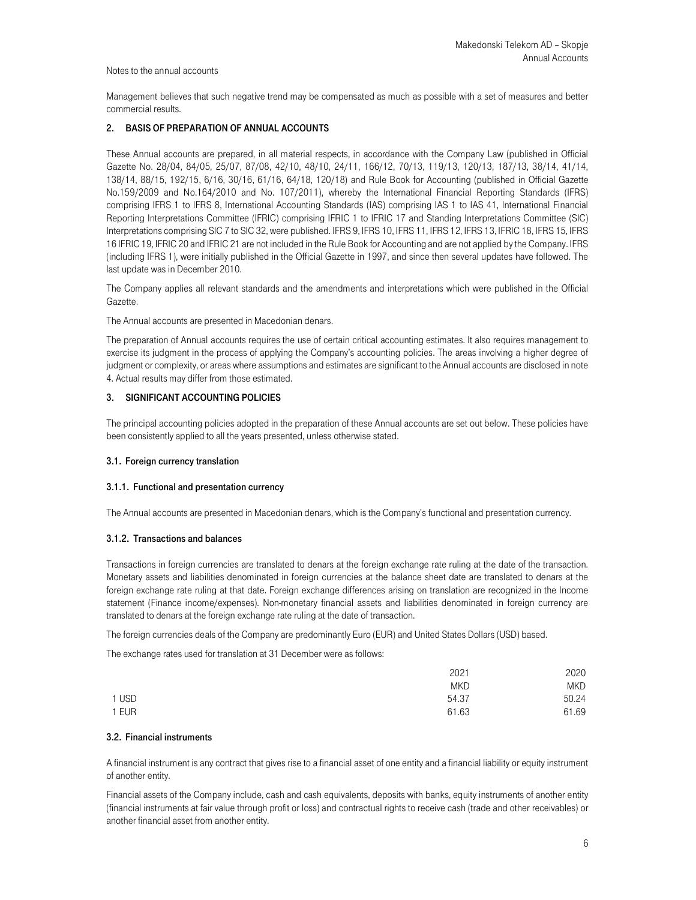Notes to the annual accounts

Management believes that such negative trend may be compensated as much as possible with a set of measures and better commercial results.

## 2. BASIS OF PREPARATION OF ANNUAL ACCOUNTS

These Annual accounts are prepared, in all material respects, in accordance with the Company Law (published in Official Gazette No. 28/04, 84/05, 25/07, 87/08, 42/10, 48/10, 24/11, 166/12, 70/13, 119/13, 120/13, 187/13, 38/14, 41/14, 138/14, 88/15, 192/15, 6/16, 30/16, 61/16, 64/18, 120/18) and Rule Book for Accounting (published in Official Gazette No.159/2009 and No.164/2010 and No. 107/2011), whereby the International Financial Reporting Standards (IFRS) comprising IFRS 1 to IFRS 8, International Accounting Standards (IAS) comprising IAS 1 to IAS 41, International Financial Reporting Interpretations Committee (IFRIC) comprising IFRIC 1 to IFRIC 17 and Standing Interpretations Committee (SIC) Interpretations comprising SIC 7 to SIC 32, were published. IFRS 9, IFRS 10, IFRS 11, IFRS 12, IFRS 13, IFRIC 18, IFRS 15, IFRS 16 IFRIC 19, IFRIC 20 and IFRIC 21 are not included in the Rule Book for Accounting and are not applied by the Company. IFRS (including IFRS 1), were initially published in the Official Gazette in 1997, and since then several updates have followed. The last update was in December 2010.

The Company applies all relevant standards and the amendments and interpretations which were published in the Official Gazette.

The Annual accounts are presented in Macedonian denars.

The preparation of Annual accounts requires the use of certain critical accounting estimates. It also requires management to exercise its judgment in the process of applying the Company's accounting policies. The areas involving a higher degree of judgment or complexity, or areas where assumptions and estimates are significant to the Annual accounts are disclosed in note 4. Actual results may differ from those estimated.

## 3. SIGNIFICANT ACCOUNTING POLICIES

The principal accounting policies adopted in the preparation of these Annual accounts are set out below. These policies have been consistently applied to all the years presented, unless otherwise stated.

### 3.1. Foreign currency translation

#### 3.1.1. Functional and presentation currency

The Annual accounts are presented in Macedonian denars, which is the Company's functional and presentation currency.

#### 3.1.2. Transactions and balances

Transactions in foreign currencies are translated to denars at the foreign exchange rate ruling at the date of the transaction. Monetary assets and liabilities denominated in foreign currencies at the balance sheet date are translated to denars at the foreign exchange rate ruling at that date. Foreign exchange differences arising on translation are recognized in the Income statement (Finance income/expenses). Non-monetary financial assets and liabilities denominated in foreign currency are translated to denars at the foreign exchange rate ruling at the date of transaction.

The foreign currencies deals of the Company are predominantly Euro (EUR) and United States Dollars (USD) based.

The exchange rates used for translation at 31 December were as follows:

| | 2021 | 2020 |
|---|---|---|
| | MKD | MKD |
| 1 USD | 54.37 | 50.24 |
| 1 EUR | 61.63 | 61.69 |

### 3.2. Financial instruments

A financial instrument is any contract that gives rise to a financial asset of one entity and a financial liability or equity instrument of another entity.

Financial assets of the Company include, cash and cash equivalents, deposits with banks, equity instruments of another entity (financial instruments at fair value through profit or loss) and contractual rights to receive cash (trade and other receivables) or another financial asset from another entity.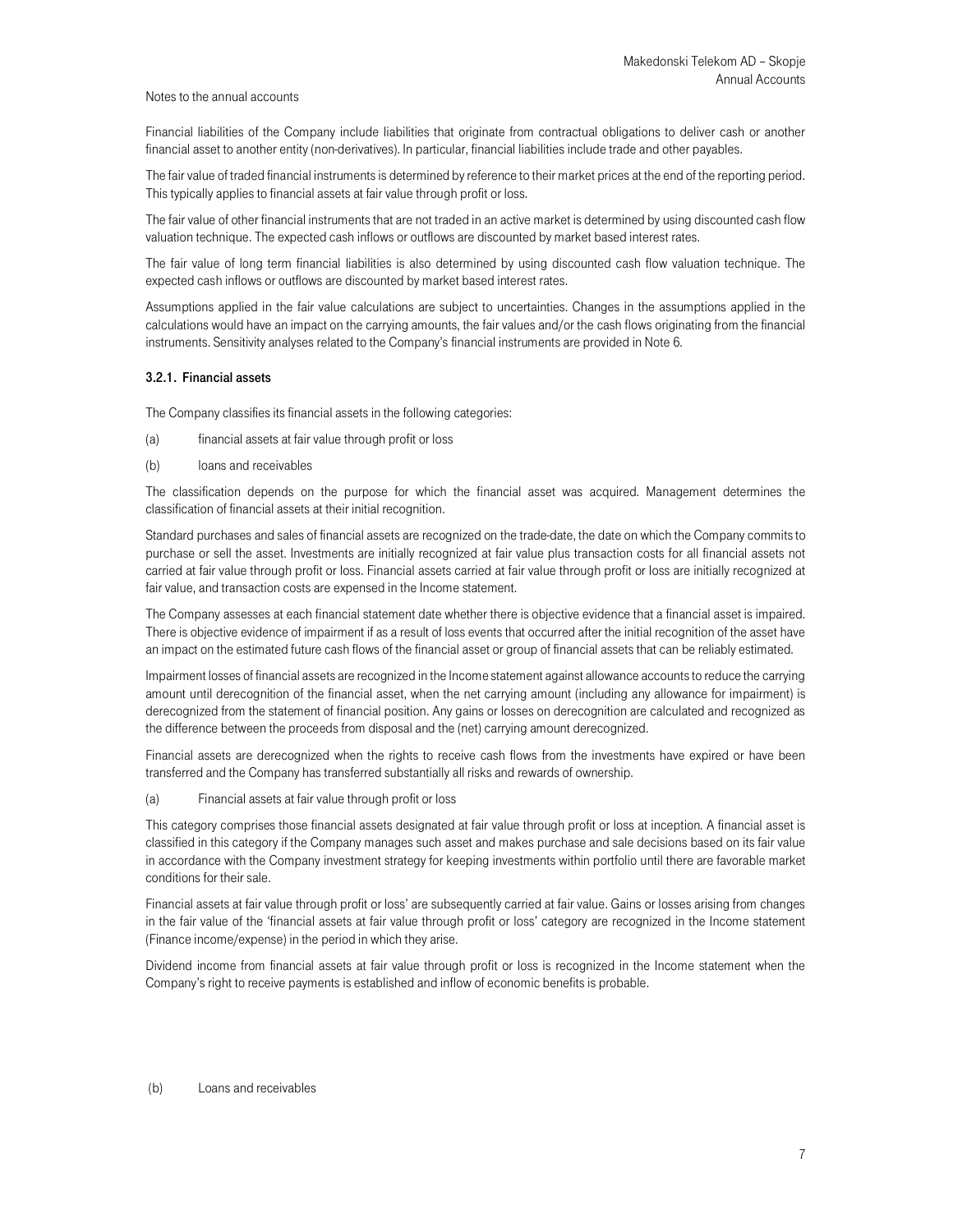Financial liabilities of the Company include liabilities that originate from contractual obligations to deliver cash or another financial asset to another entity (non-derivatives). In particular, financial liabilities include trade and other payables.

The fair value of traded financial instruments is determined by reference to their market prices at the end of the reporting period. This typically applies to financial assets at fair value through profit or loss.

The fair value of other financial instruments that are not traded in an active market is determined by using discounted cash flow valuation technique. The expected cash inflows or outflows are discounted by market based interest rates.

The fair value of long term financial liabilities is also determined by using discounted cash flow valuation technique. The expected cash inflows or outflows are discounted by market based interest rates.

Assumptions applied in the fair value calculations are subject to uncertainties. Changes in the assumptions applied in the calculations would have an impact on the carrying amounts, the fair values and/or the cash flows originating from the financial instruments. Sensitivity analyses related to the Company's financial instruments are provided in Note 6.

### 3.2.1. Financial assets

The Company classifies its financial assets in the following categories:

(a) financial assets at fair value through profit or loss

(b) loans and receivables

The classification depends on the purpose for which the financial asset was acquired. Management determines the classification of financial assets at their initial recognition.

Standard purchases and sales of financial assets are recognized on the trade-date, the date on which the Company commits to purchase or sell the asset. Investments are initially recognized at fair value plus transaction costs for all financial assets not carried at fair value through profit or loss. Financial assets carried at fair value through profit or loss are initially recognized at fair value, and transaction costs are expensed in the Income statement.

The Company assesses at each financial statement date whether there is objective evidence that a financial asset is impaired. There is objective evidence of impairment if as a result of loss events that occurred after the initial recognition of the asset have an impact on the estimated future cash flows of the financial asset or group of financial assets that can be reliably estimated.

Impairment losses of financial assets are recognized in the Income statement against allowance accounts to reduce the carrying amount until derecognition of the financial asset, when the net carrying amount (including any allowance for impairment) is derecognized from the statement of financial position. Any gains or losses on derecognition are calculated and recognized as the difference between the proceeds from disposal and the (net) carrying amount derecognized.

Financial assets are derecognized when the rights to receive cash flows from the investments have expired or have been transferred and the Company has transferred substantially all risks and rewards of ownership.

(a) Financial assets at fair value through profit or loss

This category comprises those financial assets designated at fair value through profit or loss at inception. A financial asset is classified in this category if the Company manages such asset and makes purchase and sale decisions based on its fair value in accordance with the Company investment strategy for keeping investments within portfolio until there are favorable market conditions for their sale.

Financial assets at fair value through profit or loss' are subsequently carried at fair value. Gains or losses arising from changes in the fair value of the 'financial assets at fair value through profit or loss' category are recognized in the Income statement (Finance income/expense) in the period in which they arise.

Dividend income from financial assets at fair value through profit or loss is recognized in the Income statement when the Company's right to receive payments is established and inflow of economic benefits is probable.

(b) Loans and receivables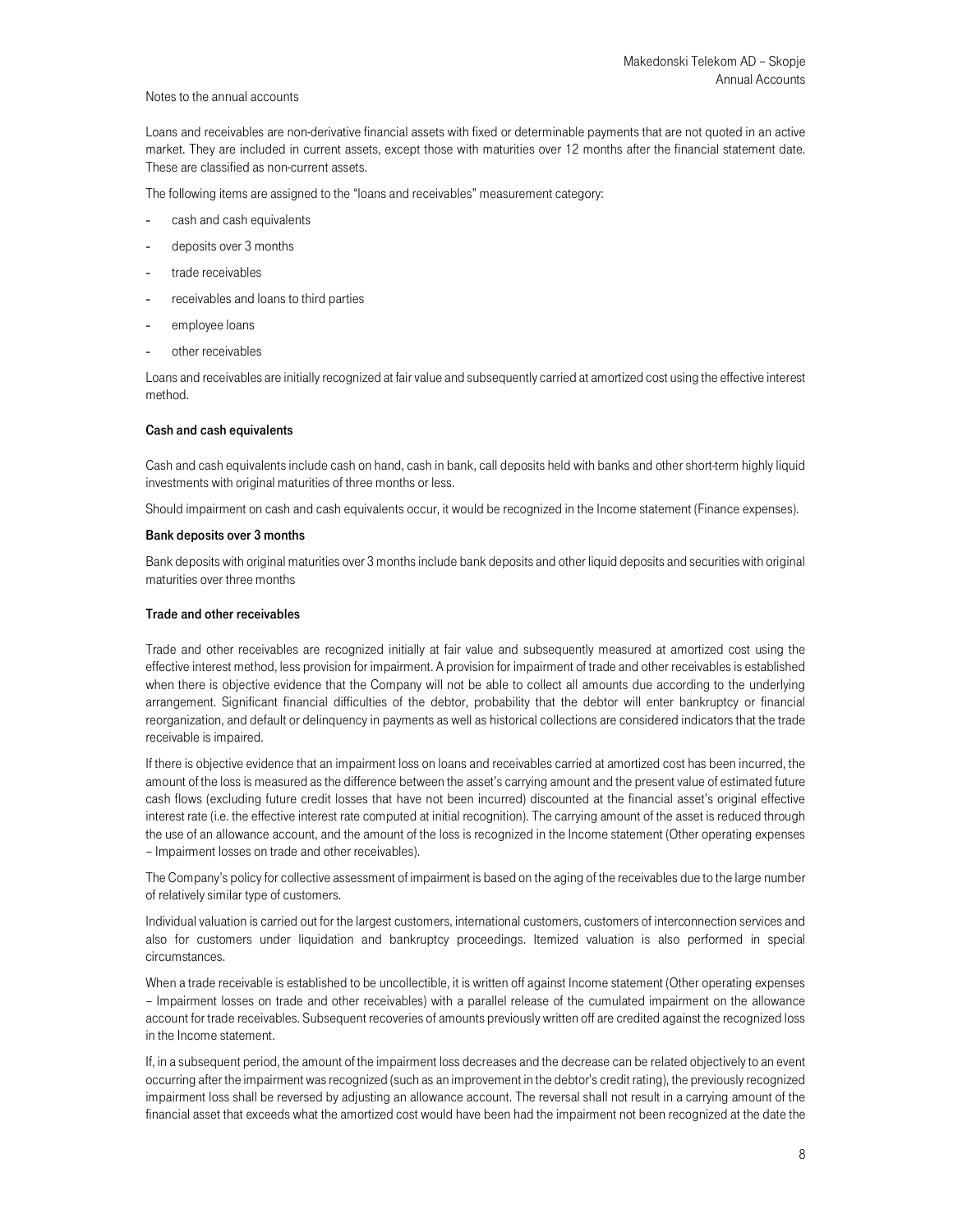Loans and receivables are non-derivative financial assets with fixed or determinable payments that are not quoted in an active market. They are included in current assets, except those with maturities over 12 months after the financial statement date. These are classified as non-current assets.

The following items are assigned to the "loans and receivables" measurement category:

- cash and cash equivalents
- deposits over 3 months
- trade receivables
- receivables and loans to third parties
- employee loans
- other receivables

Loans and receivables are initially recognized at fair value and subsequently carried at amortized cost using the effective interest method.

**Cash and cash equivalents**

Cash and cash equivalents include cash on hand, cash in bank, call deposits held with banks and other short-term highly liquid investments with original maturities of three months or less.

Should impairment on cash and cash equivalents occur, it would be recognized in the Income statement (Finance expenses).

**Bank deposits over 3 months**

Bank deposits with original maturities over 3 months include bank deposits and other liquid deposits and securities with original maturities over three months

**Trade and other receivables**

Trade and other receivables are recognized initially at fair value and subsequently measured at amortized cost using the effective interest method, less provision for impairment. A provision for impairment of trade and other receivables is established when there is objective evidence that the Company will not be able to collect all amounts due according to the underlying arrangement. Significant financial difficulties of the debtor, probability that the debtor will enter bankruptcy or financial reorganization, and default or delinquency in payments as well as historical collections are considered indicators that the trade receivable is impaired.

If there is objective evidence that an impairment loss on loans and receivables carried at amortized cost has been incurred, the amount of the loss is measured as the difference between the asset's carrying amount and the present value of estimated future cash flows (excluding future credit losses that have not been incurred) discounted at the financial asset's original effective interest rate (i.e. the effective interest rate computed at initial recognition). The carrying amount of the asset is reduced through the use of an allowance account, and the amount of the loss is recognized in the Income statement (Other operating expenses – Impairment losses on trade and other receivables).

The Company's policy for collective assessment of impairment is based on the aging of the receivables due to the large number of relatively similar type of customers.

Individual valuation is carried out for the largest customers, international customers, customers of interconnection services and also for customers under liquidation and bankruptcy proceedings. Itemized valuation is also performed in special circumstances.

When a trade receivable is established to be uncollectible, it is written off against Income statement (Other operating expenses – Impairment losses on trade and other receivables) with a parallel release of the cumulated impairment on the allowance account for trade receivables. Subsequent recoveries of amounts previously written off are credited against the recognized loss in the Income statement.

If, in a subsequent period, the amount of the impairment loss decreases and the decrease can be related objectively to an event occurring after the impairment was recognized (such as an improvement in the debtor's credit rating), the previously recognized impairment loss shall be reversed by adjusting an allowance account. The reversal shall not result in a carrying amount of the financial asset that exceeds what the amortized cost would have been had the impairment not been recognized at the date the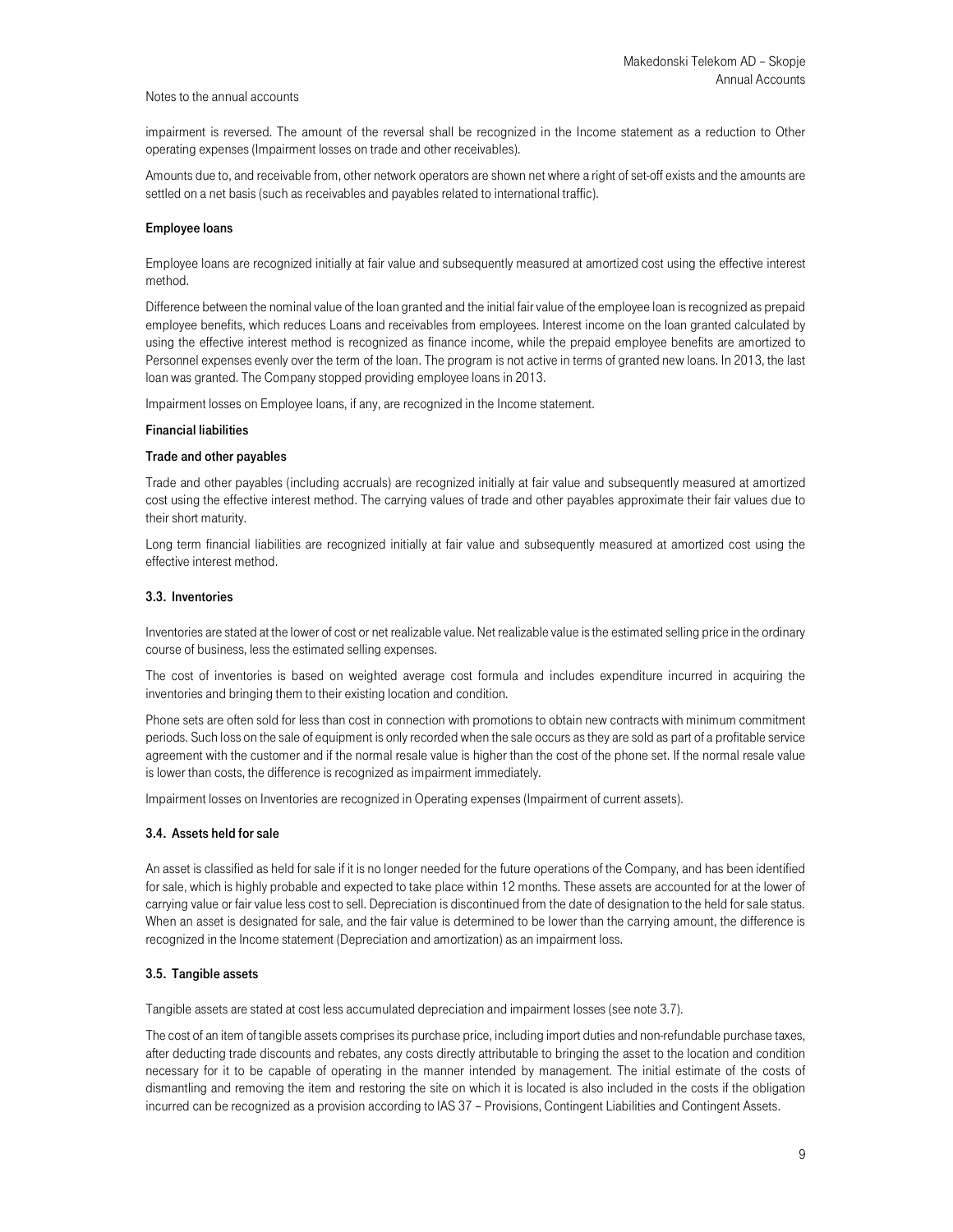impairment is reversed. The amount of the reversal shall be recognized in the Income statement as a reduction to Other operating expenses (Impairment losses on trade and other receivables).

Amounts due to, and receivable from, other network operators are shown net where a right of set-off exists and the amounts are settled on a net basis (such as receivables and payables related to international traffic).

**Employee loans**

Employee loans are recognized initially at fair value and subsequently measured at amortized cost using the effective interest method.

Difference between the nominal value of the loan granted and the initial fair value of the employee loan is recognized as prepaid employee benefits, which reduces Loans and receivables from employees. Interest income on the loan granted calculated by using the effective interest method is recognized as finance income, while the prepaid employee benefits are amortized to Personnel expenses evenly over the term of the loan. The program is not active in terms of granted new loans. In 2013, the last loan was granted. The Company stopped providing employee loans in 2013.

Impairment losses on Employee loans, if any, are recognized in the Income statement.

**Financial liabilities**

**Trade and other payables**

Trade and other payables (including accruals) are recognized initially at fair value and subsequently measured at amortized cost using the effective interest method. The carrying values of trade and other payables approximate their fair values due to their short maturity.

Long term financial liabilities are recognized initially at fair value and subsequently measured at amortized cost using the effective interest method.

### 3.3. Inventories

Inventories are stated at the lower of cost or net realizable value. Net realizable value is the estimated selling price in the ordinary course of business, less the estimated selling expenses.

The cost of inventories is based on weighted average cost formula and includes expenditure incurred in acquiring the inventories and bringing them to their existing location and condition.

Phone sets are often sold for less than cost in connection with promotions to obtain new contracts with minimum commitment periods. Such loss on the sale of equipment is only recorded when the sale occurs as they are sold as part of a profitable service agreement with the customer and if the normal resale value is higher than the cost of the phone set. If the normal resale value is lower than costs, the difference is recognized as impairment immediately.

Impairment losses on Inventories are recognized in Operating expenses (Impairment of current assets).

### 3.4. Assets held for sale

An asset is classified as held for sale if it is no longer needed for the future operations of the Company, and has been identified for sale, which is highly probable and expected to take place within 12 months. These assets are accounted for at the lower of carrying value or fair value less cost to sell. Depreciation is discontinued from the date of designation to the held for sale status. When an asset is designated for sale, and the fair value is determined to be lower than the carrying amount, the difference is recognized in the Income statement (Depreciation and amortization) as an impairment loss.

### 3.5. Tangible assets

Tangible assets are stated at cost less accumulated depreciation and impairment losses (see note 3.7).

The cost of an item of tangible assets comprises its purchase price, including import duties and non-refundable purchase taxes, after deducting trade discounts and rebates, any costs directly attributable to bringing the asset to the location and condition necessary for it to be capable of operating in the manner intended by management. The initial estimate of the costs of dismantling and removing the item and restoring the site on which it is located is also included in the costs if the obligation incurred can be recognized as a provision according to IAS 37 – Provisions, Contingent Liabilities and Contingent Assets.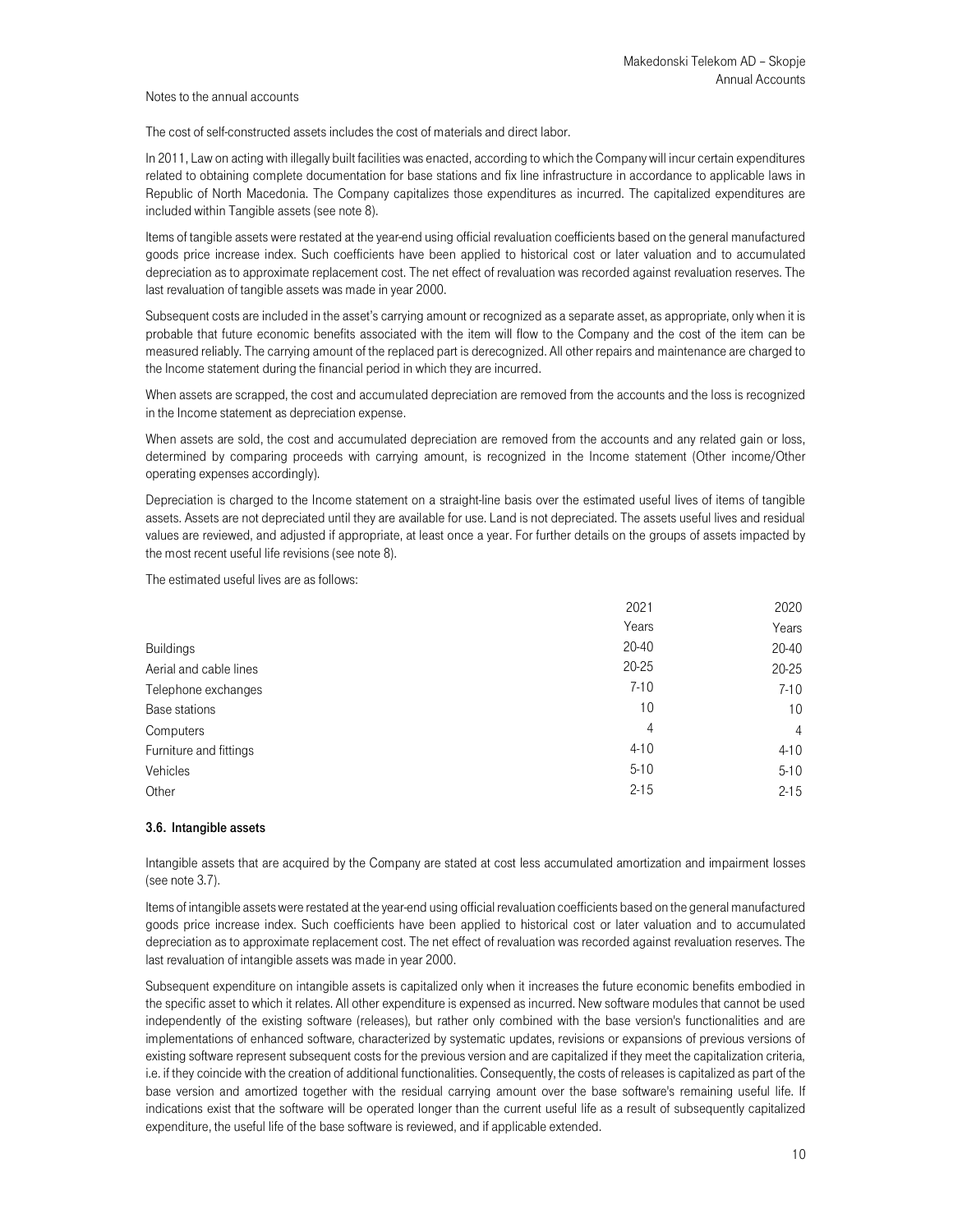The cost of self-constructed assets includes the cost of materials and direct labor.

In 2011, Law on acting with illegally built facilities was enacted, according to which the Company will incur certain expenditures related to obtaining complete documentation for base stations and fix line infrastructure in accordance to applicable laws in Republic of North Macedonia. The Company capitalizes those expenditures as incurred. The capitalized expenditures are included within Tangible assets (see note 8).

Items of tangible assets were restated at the year-end using official revaluation coefficients based on the general manufactured goods price increase index. Such coefficients have been applied to historical cost or later valuation and to accumulated depreciation as to approximate replacement cost. The net effect of revaluation was recorded against revaluation reserves. The last revaluation of tangible assets was made in year 2000.

Subsequent costs are included in the asset's carrying amount or recognized as a separate asset, as appropriate, only when it is probable that future economic benefits associated with the item will flow to the Company and the cost of the item can be measured reliably. The carrying amount of the replaced part is derecognized. All other repairs and maintenance are charged to the Income statement during the financial period in which they are incurred.

When assets are scrapped, the cost and accumulated depreciation are removed from the accounts and the loss is recognized in the Income statement as depreciation expense.

When assets are sold, the cost and accumulated depreciation are removed from the accounts and any related gain or loss, determined by comparing proceeds with carrying amount, is recognized in the Income statement (Other income/Other operating expenses accordingly).

Depreciation is charged to the Income statement on a straight-line basis over the estimated useful lives of items of tangible assets. Assets are not depreciated until they are available for use. Land is not depreciated. The assets useful lives and residual values are reviewed, and adjusted if appropriate, at least once a year. For further details on the groups of assets impacted by the most recent useful life revisions (see note 8).

The estimated useful lives are as follows:

| | 2021 | 2020 |
|---|---|---|
| | Years | Years |
| Buildings | 20-40 | 20-40 |
| Aerial and cable lines | 20-25 | 20-25 |
| Telephone exchanges | 7-10 | 7-10 |
| Base stations | 10 | 10 |
| Computers | 4 | 4 |
| Furniture and fittings | 4-10 | 4-10 |
| Vehicles | 5-10 | 5-10 |
| Other | 2-15 | 2-15 |

### 3.6. Intangible assets

Intangible assets that are acquired by the Company are stated at cost less accumulated amortization and impairment losses (see note 3.7).

Items of intangible assets were restated at the year-end using official revaluation coefficients based on the general manufactured goods price increase index. Such coefficients have been applied to historical cost or later valuation and to accumulated depreciation as to approximate replacement cost. The net effect of revaluation was recorded against revaluation reserves. The last revaluation of intangible assets was made in year 2000.

Subsequent expenditure on intangible assets is capitalized only when it increases the future economic benefits embodied in the specific asset to which it relates. All other expenditure is expensed as incurred. New software modules that cannot be used independently of the existing software (releases), but rather only combined with the base version's functionalities and are implementations of enhanced software, characterized by systematic updates, revisions or expansions of previous versions of existing software represent subsequent costs for the previous version and are capitalized if they meet the capitalization criteria, i.e. if they coincide with the creation of additional functionalities. Consequently, the costs of releases is capitalized as part of the base version and amortized together with the residual carrying amount over the base software's remaining useful life. If indications exist that the software will be operated longer than the current useful life as a result of subsequently capitalized expenditure, the useful life of the base software is reviewed, and if applicable extended.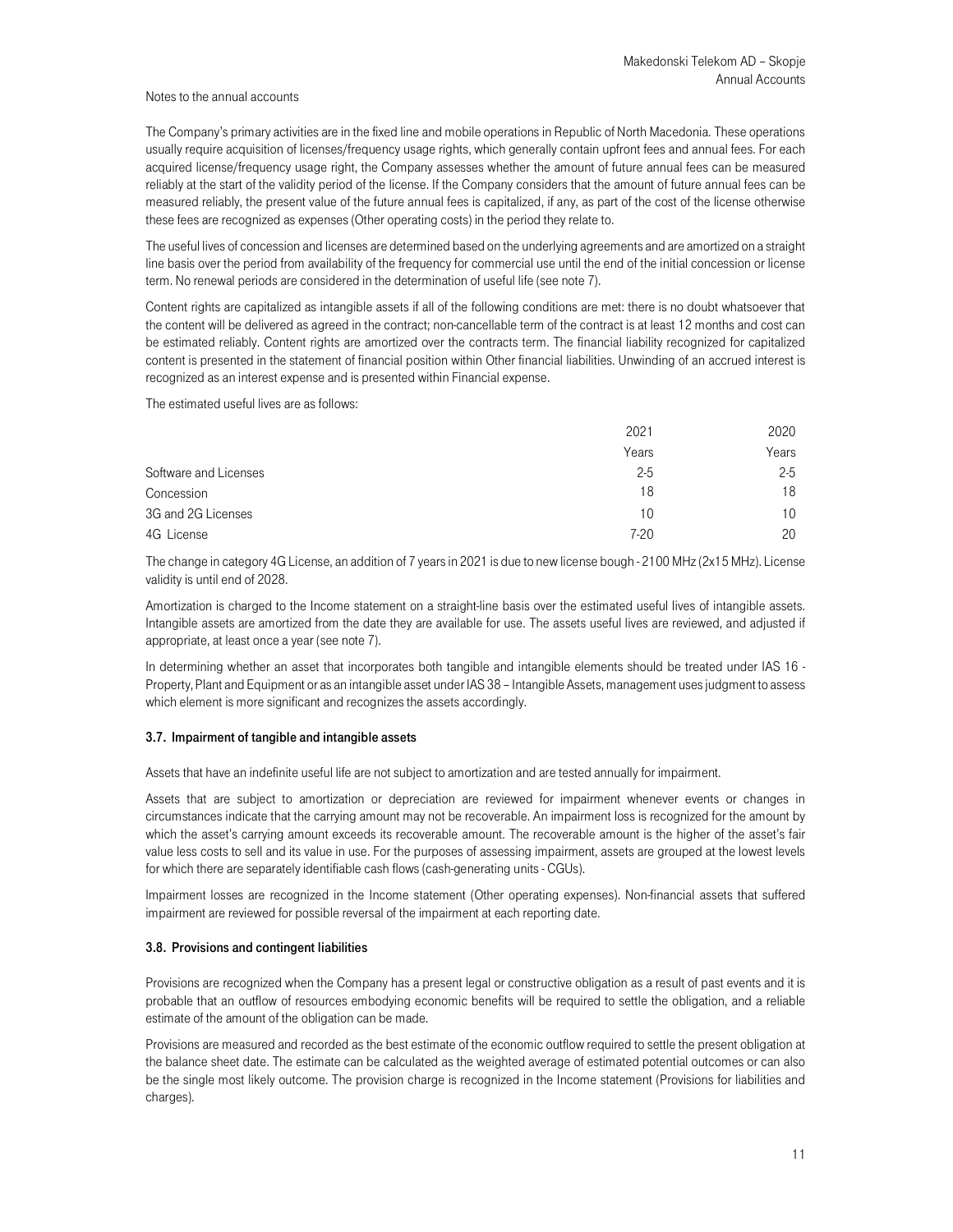The Company's primary activities are in the fixed line and mobile operations in Republic of North Macedonia. These operations usually require acquisition of licenses/frequency usage rights, which generally contain upfront fees and annual fees. For each acquired license/frequency usage right, the Company assesses whether the amount of future annual fees can be measured reliably at the start of the validity period of the license. If the Company considers that the amount of future annual fees can be measured reliably, the present value of the future annual fees is capitalized, if any, as part of the cost of the license otherwise these fees are recognized as expenses (Other operating costs) in the period they relate to.

The useful lives of concession and licenses are determined based on the underlying agreements and are amortized on a straight line basis over the period from availability of the frequency for commercial use until the end of the initial concession or license term. No renewal periods are considered in the determination of useful life (see note 7).

Content rights are capitalized as intangible assets if all of the following conditions are met: there is no doubt whatsoever that the content will be delivered as agreed in the contract; non-cancellable term of the contract is at least 12 months and cost can be estimated reliably. Content rights are amortized over the contracts term. The financial liability recognized for capitalized content is presented in the statement of financial position within Other financial liabilities. Unwinding of an accrued interest is recognized as an interest expense and is presented within Financial expense.

The estimated useful lives are as follows:

| | 2021 | 2020 |
|---|---|---|
| | Years | Years |
| Software and Licenses | 2-5 | 2-5 |
| Concession | 18 | 18 |
| 3G and 2G Licenses | 10 | 10 |
| 4G License | 7-20 | 20 |

The change in category 4G License, an addition of 7 years in 2021 is due to new license bough - 2100 MHz (2x15 MHz). License validity is until end of 2028.

Amortization is charged to the Income statement on a straight-line basis over the estimated useful lives of intangible assets. Intangible assets are amortized from the date they are available for use. The assets useful lives are reviewed, and adjusted if appropriate, at least once a year (see note 7).

In determining whether an asset that incorporates both tangible and intangible elements should be treated under IAS 16 - Property, Plant and Equipment or as an intangible asset under IAS 38 – Intangible Assets, management uses judgment to assess which element is more significant and recognizes the assets accordingly.

### 3.7. Impairment of tangible and intangible assets

Assets that have an indefinite useful life are not subject to amortization and are tested annually for impairment.

Assets that are subject to amortization or depreciation are reviewed for impairment whenever events or changes in circumstances indicate that the carrying amount may not be recoverable. An impairment loss is recognized for the amount by which the asset's carrying amount exceeds its recoverable amount. The recoverable amount is the higher of the asset's fair value less costs to sell and its value in use. For the purposes of assessing impairment, assets are grouped at the lowest levels for which there are separately identifiable cash flows (cash-generating units - CGUs).

Impairment losses are recognized in the Income statement (Other operating expenses). Non-financial assets that suffered impairment are reviewed for possible reversal of the impairment at each reporting date.

### 3.8. Provisions and contingent liabilities

Provisions are recognized when the Company has a present legal or constructive obligation as a result of past events and it is probable that an outflow of resources embodying economic benefits will be required to settle the obligation, and a reliable estimate of the amount of the obligation can be made.

Provisions are measured and recorded as the best estimate of the economic outflow required to settle the present obligation at the balance sheet date. The estimate can be calculated as the weighted average of estimated potential outcomes or can also be the single most likely outcome. The provision charge is recognized in the Income statement (Provisions for liabilities and charges).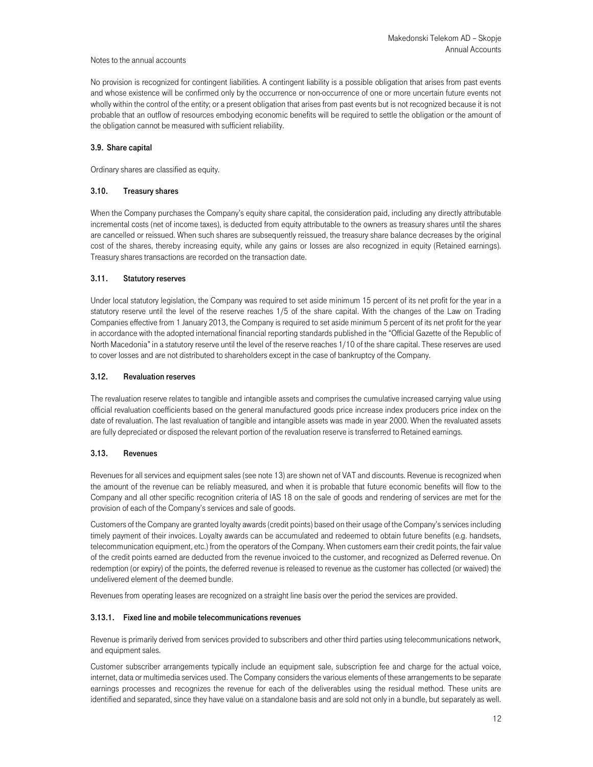Notes to the annual accounts

No provision is recognized for contingent liabilities. A contingent liability is a possible obligation that arises from past events and whose existence will be confirmed only by the occurrence or non-occurrence of one or more uncertain future events not wholly within the control of the entity; or a present obligation that arises from past events but is not recognized because it is not probable that an outflow of resources embodying economic benefits will be required to settle the obligation or the amount of the obligation cannot be measured with sufficient reliability.

### 3.9. Share capital

Ordinary shares are classified as equity.

### 3.10. Treasury shares

When the Company purchases the Company's equity share capital, the consideration paid, including any directly attributable incremental costs (net of income taxes), is deducted from equity attributable to the owners as treasury shares until the shares are cancelled or reissued. When such shares are subsequently reissued, the treasury share balance decreases by the original cost of the shares, thereby increasing equity, while any gains or losses are also recognized in equity (Retained earnings). Treasury shares transactions are recorded on the transaction date.

### 3.11. Statutory reserves

Under local statutory legislation, the Company was required to set aside minimum 15 percent of its net profit for the year in a statutory reserve until the level of the reserve reaches 1/5 of the share capital. With the changes of the Law on Trading Companies effective from 1 January 2013, the Company is required to set aside minimum 5 percent of its net profit for the year in accordance with the adopted international financial reporting standards published in the "Official Gazette of the Republic of North Macedonia" in a statutory reserve until the level of the reserve reaches 1/10 of the share capital. These reserves are used to cover losses and are not distributed to shareholders except in the case of bankruptcy of the Company.

### 3.12. Revaluation reserves

The revaluation reserve relates to tangible and intangible assets and comprises the cumulative increased carrying value using official revaluation coefficients based on the general manufactured goods price increase index producers price index on the date of revaluation. The last revaluation of tangible and intangible assets was made in year 2000. When the revaluated assets are fully depreciated or disposed the relevant portion of the revaluation reserve is transferred to Retained earnings.

### 3.13. Revenues

Revenues for all services and equipment sales (see note 13) are shown net of VAT and discounts. Revenue is recognized when the amount of the revenue can be reliably measured, and when it is probable that future economic benefits will flow to the Company and all other specific recognition criteria of IAS 18 on the sale of goods and rendering of services are met for the provision of each of the Company's services and sale of goods.

Customers of the Company are granted loyalty awards (credit points) based on their usage of the Company's services including timely payment of their invoices. Loyalty awards can be accumulated and redeemed to obtain future benefits (e.g. handsets, telecommunication equipment, etc.) from the operators of the Company. When customers earn their credit points, the fair value of the credit points earned are deducted from the revenue invoiced to the customer, and recognized as Deferred revenue. On redemption (or expiry) of the points, the deferred revenue is released to revenue as the customer has collected (or waived) the undelivered element of the deemed bundle.

Revenues from operating leases are recognized on a straight line basis over the period the services are provided.

#### 3.13.1. Fixed line and mobile telecommunications revenues

Revenue is primarily derived from services provided to subscribers and other third parties using telecommunications network, and equipment sales.

Customer subscriber arrangements typically include an equipment sale, subscription fee and charge for the actual voice, internet, data or multimedia services used. The Company considers the various elements of these arrangements to be separate earnings processes and recognizes the revenue for each of the deliverables using the residual method. These units are identified and separated, since they have value on a standalone basis and are sold not only in a bundle, but separately as well.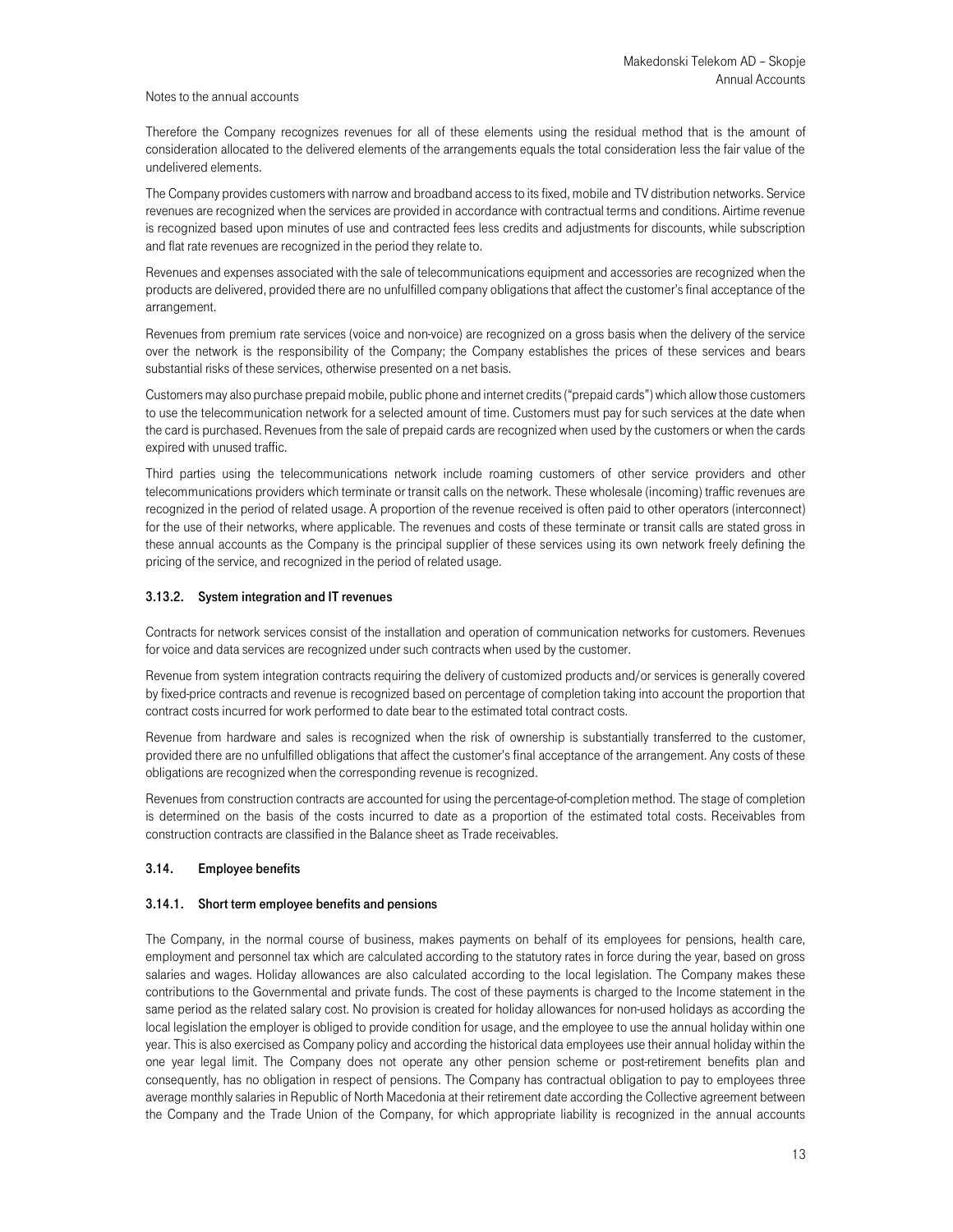Therefore the Company recognizes revenues for all of these elements using the residual method that is the amount of consideration allocated to the delivered elements of the arrangements equals the total consideration less the fair value of the undelivered elements.

The Company provides customers with narrow and broadband access to its fixed, mobile and TV distribution networks. Service revenues are recognized when the services are provided in accordance with contractual terms and conditions. Airtime revenue is recognized based upon minutes of use and contracted fees less credits and adjustments for discounts, while subscription and flat rate revenues are recognized in the period they relate to.

Revenues and expenses associated with the sale of telecommunications equipment and accessories are recognized when the products are delivered, provided there are no unfulfilled company obligations that affect the customer's final acceptance of the arrangement.

Revenues from premium rate services (voice and non-voice) are recognized on a gross basis when the delivery of the service over the network is the responsibility of the Company; the Company establishes the prices of these services and bears substantial risks of these services, otherwise presented on a net basis.

Customers may also purchase prepaid mobile, public phone and internet credits ("prepaid cards") which allow those customers to use the telecommunication network for a selected amount of time. Customers must pay for such services at the date when the card is purchased. Revenues from the sale of prepaid cards are recognized when used by the customers or when the cards expired with unused traffic.

Third parties using the telecommunications network include roaming customers of other service providers and other telecommunications providers which terminate or transit calls on the network. These wholesale (incoming) traffic revenues are recognized in the period of related usage. A proportion of the revenue received is often paid to other operators (interconnect) for the use of their networks, where applicable. The revenues and costs of these terminate or transit calls are stated gross in these annual accounts as the Company is the principal supplier of these services using its own network freely defining the pricing of the service, and recognized in the period of related usage.

#### 3.13.2. System integration and IT revenues

Contracts for network services consist of the installation and operation of communication networks for customers. Revenues for voice and data services are recognized under such contracts when used by the customer.

Revenue from system integration contracts requiring the delivery of customized products and/or services is generally covered by fixed-price contracts and revenue is recognized based on percentage of completion taking into account the proportion that contract costs incurred for work performed to date bear to the estimated total contract costs.

Revenue from hardware and sales is recognized when the risk of ownership is substantially transferred to the customer, provided there are no unfulfilled obligations that affect the customer's final acceptance of the arrangement. Any costs of these obligations are recognized when the corresponding revenue is recognized.

Revenues from construction contracts are accounted for using the percentage-of-completion method. The stage of completion is determined on the basis of the costs incurred to date as a proportion of the estimated total costs. Receivables from construction contracts are classified in the Balance sheet as Trade receivables.

### 3.14. Employee benefits

#### 3.14.1. Short term employee benefits and pensions

The Company, in the normal course of business, makes payments on behalf of its employees for pensions, health care, employment and personnel tax which are calculated according to the statutory rates in force during the year, based on gross salaries and wages. Holiday allowances are also calculated according to the local legislation. The Company makes these contributions to the Governmental and private funds. The cost of these payments is charged to the Income statement in the same period as the related salary cost. No provision is created for holiday allowances for non-used holidays as according the local legislation the employer is obliged to provide condition for usage, and the employee to use the annual holiday within one year. This is also exercised as Company policy and according the historical data employees use their annual holiday within the one year legal limit. The Company does not operate any other pension scheme or post-retirement benefits plan and consequently, has no obligation in respect of pensions. The Company has contractual obligation to pay to employees three average monthly salaries in Republic of North Macedonia at their retirement date according the Collective agreement between the Company and the Trade Union of the Company, for which appropriate liability is recognized in the annual accounts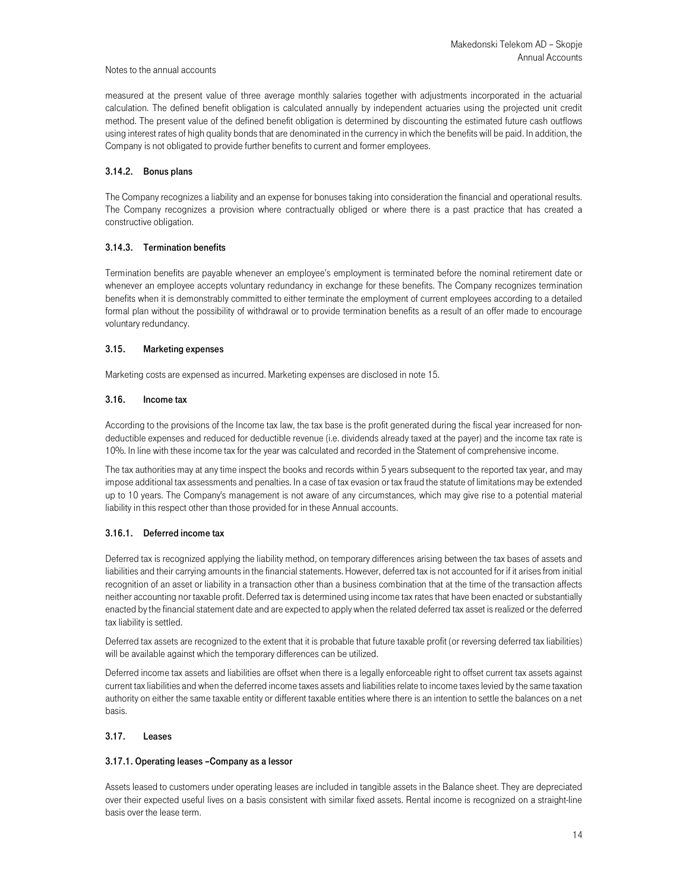measured at the present value of three average monthly salaries together with adjustments incorporated in the actuarial calculation. The defined benefit obligation is calculated annually by independent actuaries using the projected unit credit method. The present value of the defined benefit obligation is determined by discounting the estimated future cash outflows using interest rates of high quality bonds that are denominated in the currency in which the benefits will be paid. In addition, the Company is not obligated to provide further benefits to current and former employees.

#### 3.14.2. Bonus plans

The Company recognizes a liability and an expense for bonuses taking into consideration the financial and operational results. The Company recognizes a provision where contractually obliged or where there is a past practice that has created a constructive obligation.

#### 3.14.3. Termination benefits

Termination benefits are payable whenever an employee's employment is terminated before the nominal retirement date or whenever an employee accepts voluntary redundancy in exchange for these benefits. The Company recognizes termination benefits when it is demonstrably committed to either terminate the employment of current employees according to a detailed formal plan without the possibility of withdrawal or to provide termination benefits as a result of an offer made to encourage voluntary redundancy.

### 3.15. Marketing expenses

Marketing costs are expensed as incurred. Marketing expenses are disclosed in note 15.

### 3.16. Income tax

According to the provisions of the Income tax law, the tax base is the profit generated during the fiscal year increased for non-deductible expenses and reduced for deductible revenue (i.e. dividends already taxed at the payer) and the income tax rate is 10%. In line with these income tax for the year was calculated and recorded in the Statement of comprehensive income.

The tax authorities may at any time inspect the books and records within 5 years subsequent to the reported tax year, and may impose additional tax assessments and penalties. In a case of tax evasion or tax fraud the statute of limitations may be extended up to 10 years. The Company's management is not aware of any circumstances, which may give rise to a potential material liability in this respect other than those provided for in these Annual accounts.

#### 3.16.1. Deferred income tax

Deferred tax is recognized applying the liability method, on temporary differences arising between the tax bases of assets and liabilities and their carrying amounts in the financial statements. However, deferred tax is not accounted for if it arises from initial recognition of an asset or liability in a transaction other than a business combination that at the time of the transaction affects neither accounting nor taxable profit. Deferred tax is determined using income tax rates that have been enacted or substantially enacted by the financial statement date and are expected to apply when the related deferred tax asset is realized or the deferred tax liability is settled.

Deferred tax assets are recognized to the extent that it is probable that future taxable profit (or reversing deferred tax liabilities) will be available against which the temporary differences can be utilized.

Deferred income tax assets and liabilities are offset when there is a legally enforceable right to offset current tax assets against current tax liabilities and when the deferred income taxes assets and liabilities relate to income taxes levied by the same taxation authority on either the same taxable entity or different taxable entities where there is an intention to settle the balances on a net basis.

### 3.17. Leases

#### 3.17.1. Operating leases –Company as a lessor

Assets leased to customers under operating leases are included in tangible assets in the Balance sheet. They are depreciated over their expected useful lives on a basis consistent with similar fixed assets. Rental income is recognized on a straight-line basis over the lease term.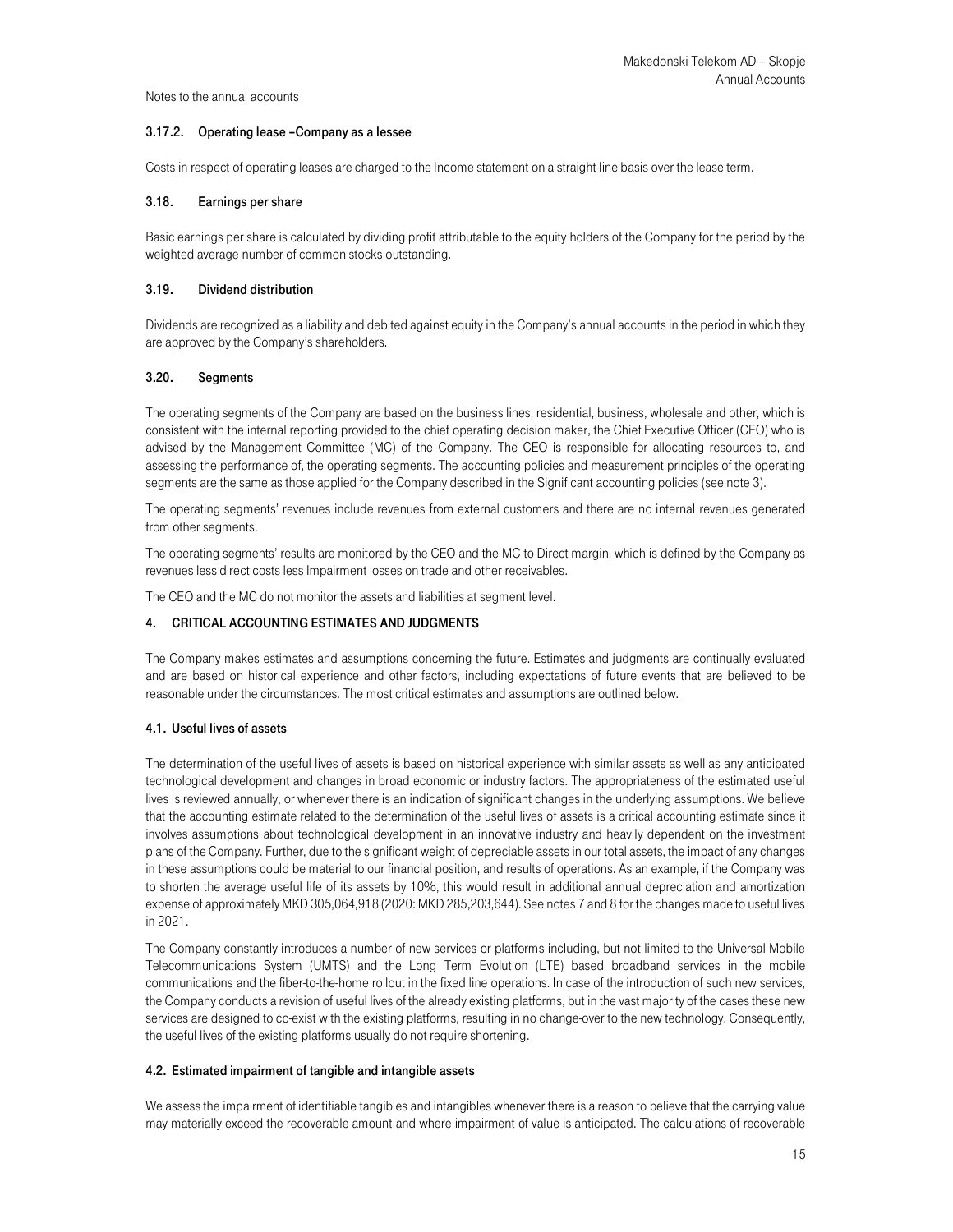Notes to the annual accounts

#### 3.17.2. Operating lease –Company as a lessee

Costs in respect of operating leases are charged to the Income statement on a straight-line basis over the lease term.

### 3.18. Earnings per share

Basic earnings per share is calculated by dividing profit attributable to the equity holders of the Company for the period by the weighted average number of common stocks outstanding.

### 3.19. Dividend distribution

Dividends are recognized as a liability and debited against equity in the Company's annual accounts in the period in which they are approved by the Company's shareholders.

### 3.20. Segments

The operating segments of the Company are based on the business lines, residential, business, wholesale and other, which is consistent with the internal reporting provided to the chief operating decision maker, the Chief Executive Officer (CEO) who is advised by the Management Committee (MC) of the Company. The CEO is responsible for allocating resources to, and assessing the performance of, the operating segments. The accounting policies and measurement principles of the operating segments are the same as those applied for the Company described in the Significant accounting policies (see note 3).

The operating segments' revenues include revenues from external customers and there are no internal revenues generated from other segments.

The operating segments' results are monitored by the CEO and the MC to Direct margin, which is defined by the Company as revenues less direct costs less Impairment losses on trade and other receivables.

The CEO and the MC do not monitor the assets and liabilities at segment level.

## 4. CRITICAL ACCOUNTING ESTIMATES AND JUDGMENTS

The Company makes estimates and assumptions concerning the future. Estimates and judgments are continually evaluated and are based on historical experience and other factors, including expectations of future events that are believed to be reasonable under the circumstances. The most critical estimates and assumptions are outlined below.

### 4.1. Useful lives of assets

The determination of the useful lives of assets is based on historical experience with similar assets as well as any anticipated technological development and changes in broad economic or industry factors. The appropriateness of the estimated useful lives is reviewed annually, or whenever there is an indication of significant changes in the underlying assumptions. We believe that the accounting estimate related to the determination of the useful lives of assets is a critical accounting estimate since it involves assumptions about technological development in an innovative industry and heavily dependent on the investment plans of the Company. Further, due to the significant weight of depreciable assets in our total assets, the impact of any changes in these assumptions could be material to our financial position, and results of operations. As an example, if the Company was to shorten the average useful life of its assets by 10%, this would result in additional annual depreciation and amortization expense of approximately MKD 305,064,918 (2020: MKD 285,203,644). See notes 7 and 8 for the changes made to useful lives in 2021.

The Company constantly introduces a number of new services or platforms including, but not limited to the Universal Mobile Telecommunications System (UMTS) and the Long Term Evolution (LTE) based broadband services in the mobile communications and the fiber-to-the-home rollout in the fixed line operations. In case of the introduction of such new services, the Company conducts a revision of useful lives of the already existing platforms, but in the vast majority of the cases these new services are designed to co-exist with the existing platforms, resulting in no change-over to the new technology. Consequently, the useful lives of the existing platforms usually do not require shortening.

### 4.2. Estimated impairment of tangible and intangible assets

We assess the impairment of identifiable tangibles and intangibles whenever there is a reason to believe that the carrying value may materially exceed the recoverable amount and where impairment of value is anticipated. The calculations of recoverable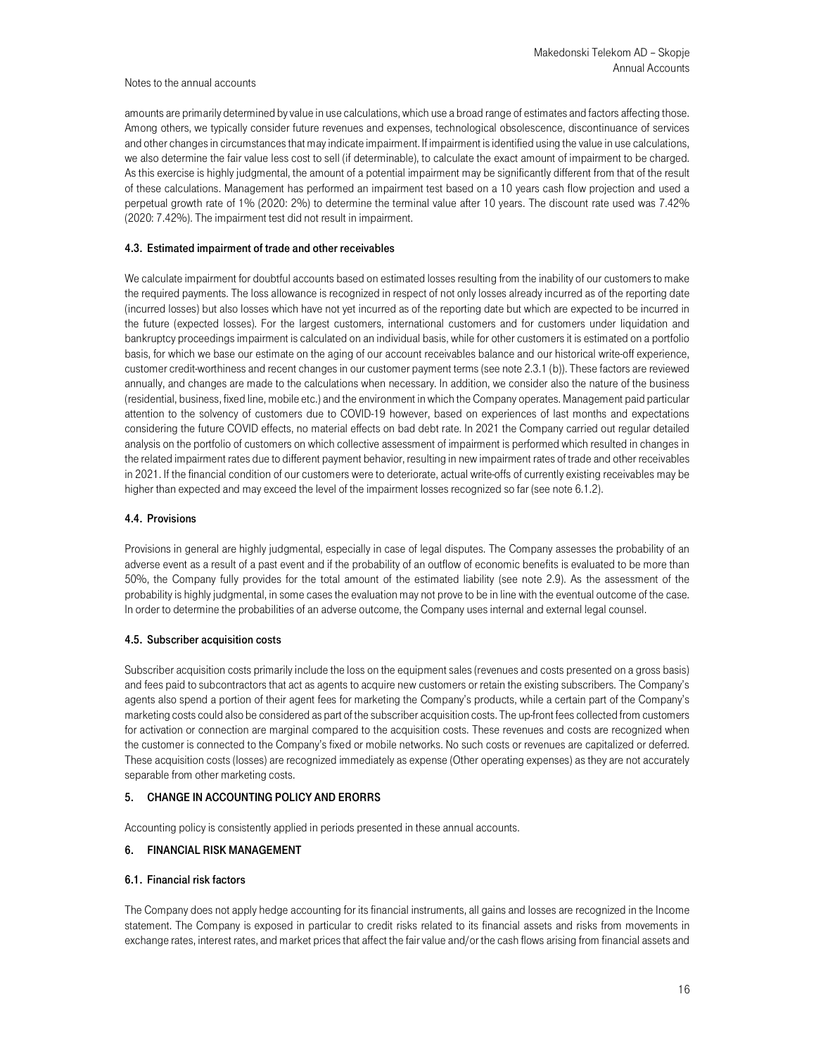amounts are primarily determined by value in use calculations, which use a broad range of estimates and factors affecting those. Among others, we typically consider future revenues and expenses, technological obsolescence, discontinuance of services and other changes in circumstances that may indicate impairment. If impairment is identified using the value in use calculations, we also determine the fair value less cost to sell (if determinable), to calculate the exact amount of impairment to be charged. As this exercise is highly judgmental, the amount of a potential impairment may be significantly different from that of the result of these calculations. Management has performed an impairment test based on a 10 years cash flow projection and used a perpetual growth rate of 1% (2020: 2%) to determine the terminal value after 10 years. The discount rate used was 7.42% (2020: 7.42%). The impairment test did not result in impairment.

### 4.3. Estimated impairment of trade and other receivables

We calculate impairment for doubtful accounts based on estimated losses resulting from the inability of our customers to make the required payments. The loss allowance is recognized in respect of not only losses already incurred as of the reporting date (incurred losses) but also losses which have not yet incurred as of the reporting date but which are expected to be incurred in the future (expected losses). For the largest customers, international customers and for customers under liquidation and bankruptcy proceedings impairment is calculated on an individual basis, while for other customers it is estimated on a portfolio basis, for which we base our estimate on the aging of our account receivables balance and our historical write-off experience, customer credit-worthiness and recent changes in our customer payment terms (see note 2.3.1 (b)). These factors are reviewed annually, and changes are made to the calculations when necessary. In addition, we consider also the nature of the business (residential, business, fixed line, mobile etc.) and the environment in which the Company operates. Management paid particular attention to the solvency of customers due to COVID-19 however, based on experiences of last months and expectations considering the future COVID effects, no material effects on bad debt rate. In 2021 the Company carried out regular detailed analysis on the portfolio of customers on which collective assessment of impairment is performed which resulted in changes in the related impairment rates due to different payment behavior, resulting in new impairment rates of trade and other receivables in 2021. If the financial condition of our customers were to deteriorate, actual write-offs of currently existing receivables may be higher than expected and may exceed the level of the impairment losses recognized so far (see note 6.1.2).

### 4.4. Provisions

Provisions in general are highly judgmental, especially in case of legal disputes. The Company assesses the probability of an adverse event as a result of a past event and if the probability of an outflow of economic benefits is evaluated to be more than 50%, the Company fully provides for the total amount of the estimated liability (see note 2.9). As the assessment of the probability is highly judgmental, in some cases the evaluation may not prove to be in line with the eventual outcome of the case. In order to determine the probabilities of an adverse outcome, the Company uses internal and external legal counsel.

### 4.5. Subscriber acquisition costs

Subscriber acquisition costs primarily include the loss on the equipment sales (revenues and costs presented on a gross basis) and fees paid to subcontractors that act as agents to acquire new customers or retain the existing subscribers. The Company's agents also spend a portion of their agent fees for marketing the Company's products, while a certain part of the Company's marketing costs could also be considered as part of the subscriber acquisition costs. The up-front fees collected from customers for activation or connection are marginal compared to the acquisition costs. These revenues and costs are recognized when the customer is connected to the Company's fixed or mobile networks. No such costs or revenues are capitalized or deferred. These acquisition costs (losses) are recognized immediately as expense (Other operating expenses) as they are not accurately separable from other marketing costs.

## 5. CHANGE IN ACCOUNTING POLICY AND ERORRS

Accounting policy is consistently applied in periods presented in these annual accounts.

## 6. FINANCIAL RISK MANAGEMENT

### 6.1. Financial risk factors

The Company does not apply hedge accounting for its financial instruments, all gains and losses are recognized in the Income statement. The Company is exposed in particular to credit risks related to its financial assets and risks from movements in exchange rates, interest rates, and market prices that affect the fair value and/or the cash flows arising from financial assets and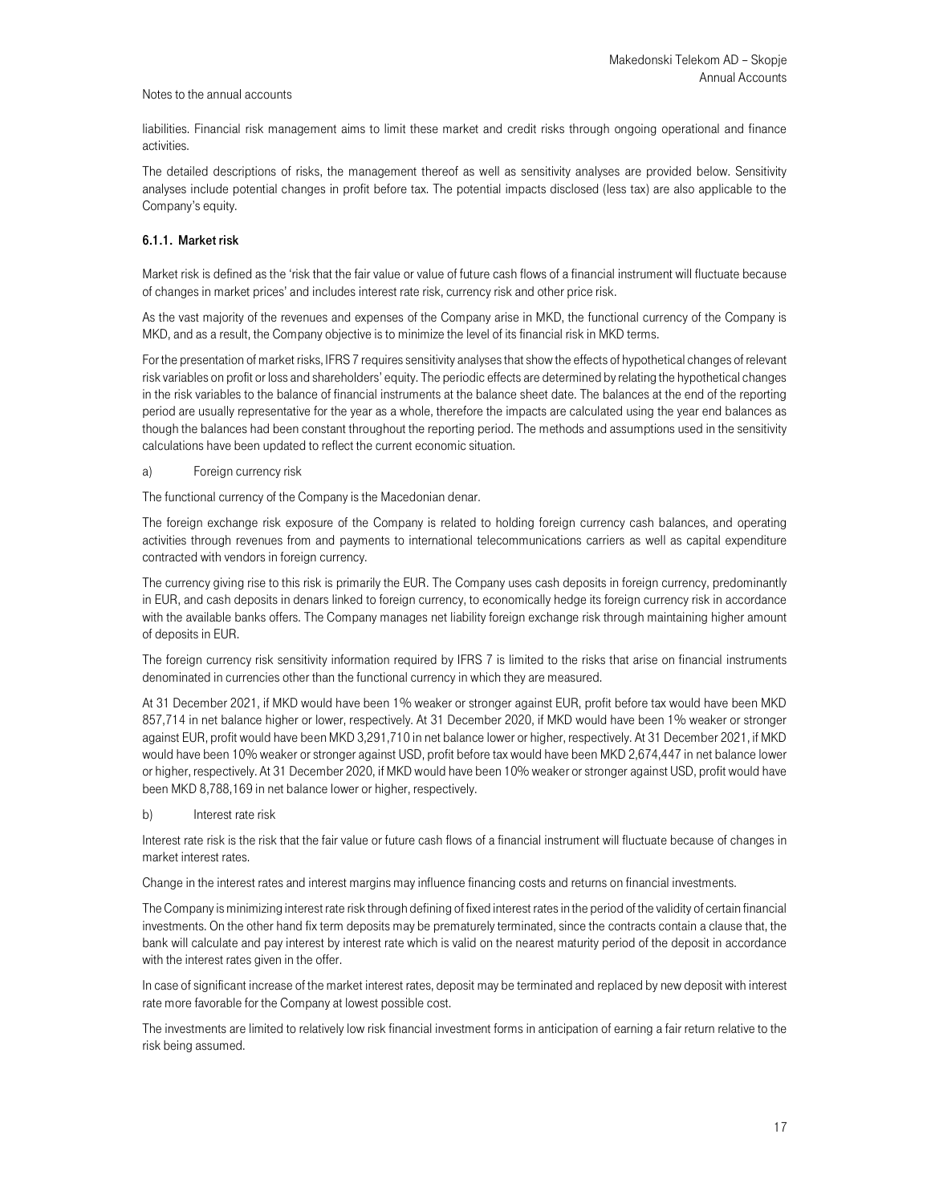liabilities. Financial risk management aims to limit these market and credit risks through ongoing operational and finance activities.

The detailed descriptions of risks, the management thereof as well as sensitivity analyses are provided below. Sensitivity analyses include potential changes in profit before tax. The potential impacts disclosed (less tax) are also applicable to the Company's equity.

### 6.1.1. Market risk

Market risk is defined as the 'risk that the fair value or value of future cash flows of a financial instrument will fluctuate because of changes in market prices' and includes interest rate risk, currency risk and other price risk.

As the vast majority of the revenues and expenses of the Company arise in MKD, the functional currency of the Company is MKD, and as a result, the Company objective is to minimize the level of its financial risk in MKD terms.

For the presentation of market risks, IFRS 7 requires sensitivity analyses that show the effects of hypothetical changes of relevant risk variables on profit or loss and shareholders' equity. The periodic effects are determined by relating the hypothetical changes in the risk variables to the balance of financial instruments at the balance sheet date. The balances at the end of the reporting period are usually representative for the year as a whole, therefore the impacts are calculated using the year end balances as though the balances had been constant throughout the reporting period. The methods and assumptions used in the sensitivity calculations have been updated to reflect the current economic situation.

a) Foreign currency risk

The functional currency of the Company is the Macedonian denar.

The foreign exchange risk exposure of the Company is related to holding foreign currency cash balances, and operating activities through revenues from and payments to international telecommunications carriers as well as capital expenditure contracted with vendors in foreign currency.

The currency giving rise to this risk is primarily the EUR. The Company uses cash deposits in foreign currency, predominantly in EUR, and cash deposits in denars linked to foreign currency, to economically hedge its foreign currency risk in accordance with the available banks offers. The Company manages net liability foreign exchange risk through maintaining higher amount of deposits in EUR.

The foreign currency risk sensitivity information required by IFRS 7 is limited to the risks that arise on financial instruments denominated in currencies other than the functional currency in which they are measured.

At 31 December 2021, if MKD would have been 1% weaker or stronger against EUR, profit before tax would have been MKD 857,714 in net balance higher or lower, respectively. At 31 December 2020, if MKD would have been 1% weaker or stronger against EUR, profit would have been MKD 3,291,710 in net balance lower or higher, respectively. At 31 December 2021, if MKD would have been 10% weaker or stronger against USD, profit before tax would have been MKD 2,674,447 in net balance lower or higher, respectively. At 31 December 2020, if MKD would have been 10% weaker or stronger against USD, profit would have been MKD 8,788,169 in net balance lower or higher, respectively.

b) Interest rate risk

Interest rate risk is the risk that the fair value or future cash flows of a financial instrument will fluctuate because of changes in market interest rates.

Change in the interest rates and interest margins may influence financing costs and returns on financial investments.

The Company is minimizing interest rate risk through defining of fixed interest rates in the period of the validity of certain financial investments. On the other hand fix term deposits may be prematurely terminated, since the contracts contain a clause that, the bank will calculate and pay interest by interest rate which is valid on the nearest maturity period of the deposit in accordance with the interest rates given in the offer.

In case of significant increase of the market interest rates, deposit may be terminated and replaced by new deposit with interest rate more favorable for the Company at lowest possible cost.

The investments are limited to relatively low risk financial investment forms in anticipation of earning a fair return relative to the risk being assumed.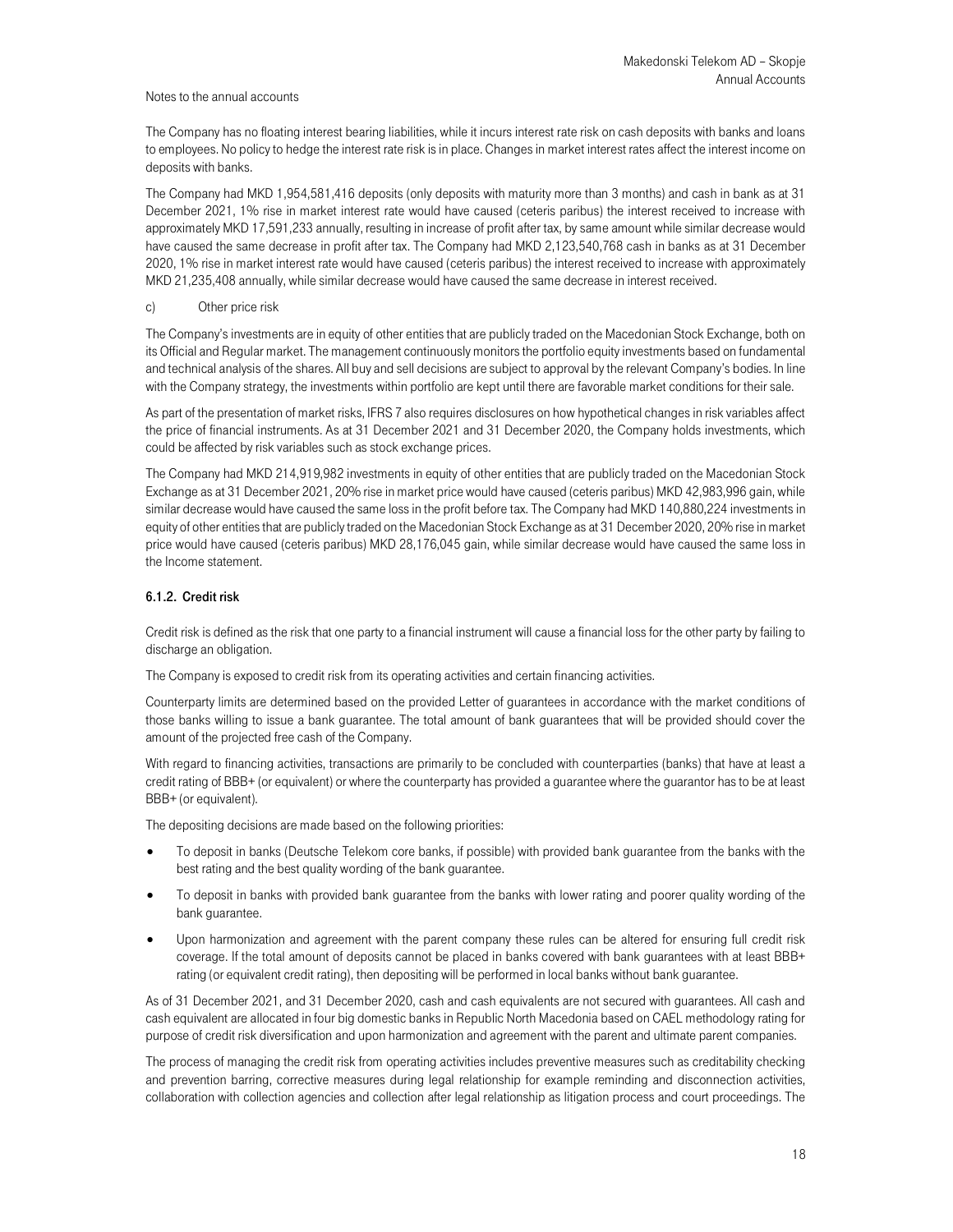The Company has no floating interest bearing liabilities, while it incurs interest rate risk on cash deposits with banks and loans to employees. No policy to hedge the interest rate risk is in place. Changes in market interest rates affect the interest income on deposits with banks.

The Company had MKD 1,954,581,416 deposits (only deposits with maturity more than 3 months) and cash in bank as at 31 December 2021, 1% rise in market interest rate would have caused (ceteris paribus) the interest received to increase with approximately MKD 17,591,233 annually, resulting in increase of profit after tax, by same amount while similar decrease would have caused the same decrease in profit after tax. The Company had MKD 2,123,540,768 cash in banks as at 31 December 2020, 1% rise in market interest rate would have caused (ceteris paribus) the interest received to increase with approximately MKD 21,235,408 annually, while similar decrease would have caused the same decrease in interest received.

c) Other price risk

The Company's investments are in equity of other entities that are publicly traded on the Macedonian Stock Exchange, both on its Official and Regular market. The management continuously monitors the portfolio equity investments based on fundamental and technical analysis of the shares. All buy and sell decisions are subject to approval by the relevant Company's bodies. In line with the Company strategy, the investments within portfolio are kept until there are favorable market conditions for their sale.

As part of the presentation of market risks, IFRS 7 also requires disclosures on how hypothetical changes in risk variables affect the price of financial instruments. As at 31 December 2021 and 31 December 2020, the Company holds investments, which could be affected by risk variables such as stock exchange prices.

The Company had MKD 214,919,982 investments in equity of other entities that are publicly traded on the Macedonian Stock Exchange as at 31 December 2021, 20% rise in market price would have caused (ceteris paribus) MKD 42,983,996 gain, while similar decrease would have caused the same loss in the profit before tax. The Company had MKD 140,880,224 investments in equity of other entities that are publicly traded on the Macedonian Stock Exchange as at 31 December 2020, 20% rise in market price would have caused (ceteris paribus) MKD 28,176,045 gain, while similar decrease would have caused the same loss in the Income statement.

### 6.1.2. Credit risk

Credit risk is defined as the risk that one party to a financial instrument will cause a financial loss for the other party by failing to discharge an obligation.

The Company is exposed to credit risk from its operating activities and certain financing activities.

Counterparty limits are determined based on the provided Letter of guarantees in accordance with the market conditions of those banks willing to issue a bank guarantee. The total amount of bank guarantees that will be provided should cover the amount of the projected free cash of the Company.

With regard to financing activities, transactions are primarily to be concluded with counterparties (banks) that have at least a credit rating of BBB+ (or equivalent) or where the counterparty has provided a guarantee where the guarantor has to be at least BBB+ (or equivalent).

The depositing decisions are made based on the following priorities:

- To deposit in banks (Deutsche Telekom core banks, if possible) with provided bank guarantee from the banks with the best rating and the best quality wording of the bank guarantee.
- To deposit in banks with provided bank guarantee from the banks with lower rating and poorer quality wording of the bank guarantee.
- Upon harmonization and agreement with the parent company these rules can be altered for ensuring full credit risk coverage. If the total amount of deposits cannot be placed in banks covered with bank guarantees with at least BBB+ rating (or equivalent credit rating), then depositing will be performed in local banks without bank guarantee.

As of 31 December 2021, and 31 December 2020, cash and cash equivalents are not secured with guarantees. All cash and cash equivalent are allocated in four big domestic banks in Republic North Macedonia based on CAEL methodology rating for purpose of credit risk diversification and upon harmonization and agreement with the parent and ultimate parent companies.

The process of managing the credit risk from operating activities includes preventive measures such as creditability checking and prevention barring, corrective measures during legal relationship for example reminding and disconnection activities, collaboration with collection agencies and collection after legal relationship as litigation process and court proceedings. The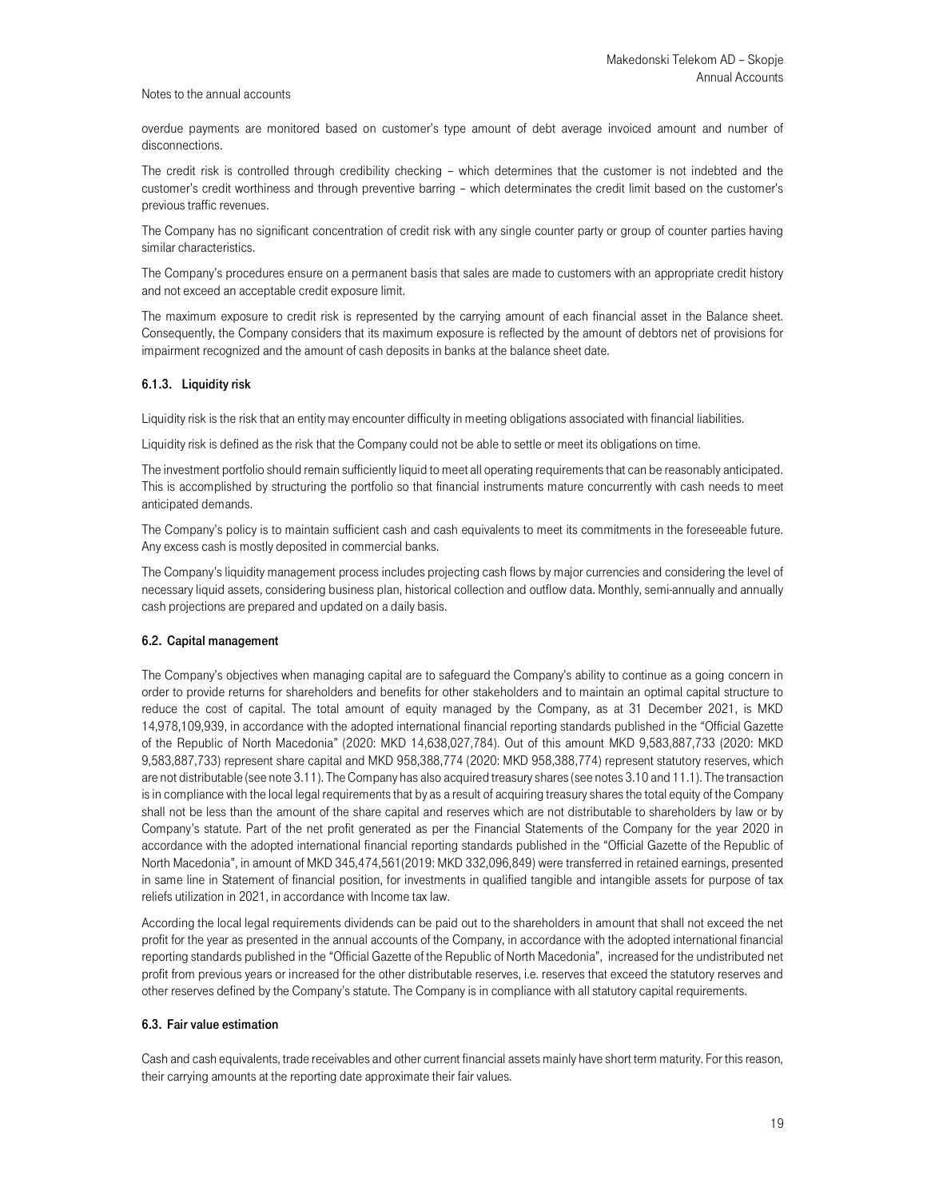overdue payments are monitored based on customer's type amount of debt average invoiced amount and number of disconnections.

The credit risk is controlled through credibility checking – which determines that the customer is not indebted and the customer's credit worthiness and through preventive barring – which determinates the credit limit based on the customer's previous traffic revenues.

The Company has no significant concentration of credit risk with any single counter party or group of counter parties having similar characteristics.

The Company's procedures ensure on a permanent basis that sales are made to customers with an appropriate credit history and not exceed an acceptable credit exposure limit.

The maximum exposure to credit risk is represented by the carrying amount of each financial asset in the Balance sheet. Consequently, the Company considers that its maximum exposure is reflected by the amount of debtors net of provisions for impairment recognized and the amount of cash deposits in banks at the balance sheet date.

#### 6.1.3. Liquidity risk

Liquidity risk is the risk that an entity may encounter difficulty in meeting obligations associated with financial liabilities.

Liquidity risk is defined as the risk that the Company could not be able to settle or meet its obligations on time.

The investment portfolio should remain sufficiently liquid to meet all operating requirements that can be reasonably anticipated. This is accomplished by structuring the portfolio so that financial instruments mature concurrently with cash needs to meet anticipated demands.

The Company's policy is to maintain sufficient cash and cash equivalents to meet its commitments in the foreseeable future. Any excess cash is mostly deposited in commercial banks.

The Company's liquidity management process includes projecting cash flows by major currencies and considering the level of necessary liquid assets, considering business plan, historical collection and outflow data. Monthly, semi-annually and annually cash projections are prepared and updated on a daily basis.

### 6.2. Capital management

The Company's objectives when managing capital are to safeguard the Company's ability to continue as a going concern in order to provide returns for shareholders and benefits for other stakeholders and to maintain an optimal capital structure to reduce the cost of capital. The total amount of equity managed by the Company, as at 31 December 2021, is MKD 14,978,109,939, in accordance with the adopted international financial reporting standards published in the "Official Gazette of the Republic of North Macedonia" (2020: MKD 14,638,027,784). Out of this amount MKD 9,583,887,733 (2020: MKD 9,583,887,733) represent share capital and MKD 958,388,774 (2020: MKD 958,388,774) represent statutory reserves, which are not distributable (see note 3.11). The Company has also acquired treasury shares (see notes 3.10 and 11.1). The transaction is in compliance with the local legal requirements that by as a result of acquiring treasury shares the total equity of the Company shall not be less than the amount of the share capital and reserves which are not distributable to shareholders by law or by Company's statute. Part of the net profit generated as per the Financial Statements of the Company for the year 2020 in accordance with the adopted international financial reporting standards published in the "Official Gazette of the Republic of North Macedonia", in amount of MKD 345,474,561(2019: MKD 332,096,849) were transferred in retained earnings, presented in same line in Statement of financial position, for investments in qualified tangible and intangible assets for purpose of tax reliefs utilization in 2021, in accordance with Income tax law.

According the local legal requirements dividends can be paid out to the shareholders in amount that shall not exceed the net profit for the year as presented in the annual accounts of the Company, in accordance with the adopted international financial reporting standards published in the "Official Gazette of the Republic of North Macedonia", increased for the undistributed net profit from previous years or increased for the other distributable reserves, i.e. reserves that exceed the statutory reserves and other reserves defined by the Company's statute. The Company is in compliance with all statutory capital requirements.

### 6.3. Fair value estimation

Cash and cash equivalents, trade receivables and other current financial assets mainly have short term maturity. For this reason, their carrying amounts at the reporting date approximate their fair values.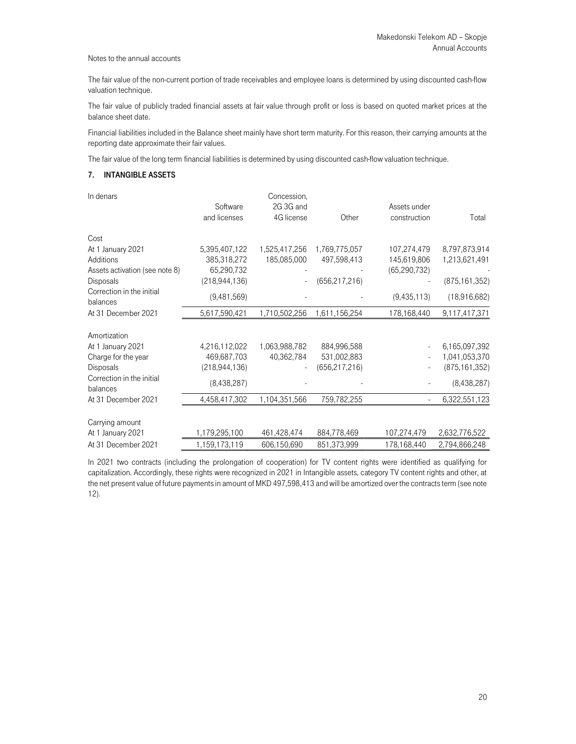Notes to the annual accounts

The fair value of the non-current portion of trade receivables and employee loans is determined by using discounted cash-flow valuation technique.

The fair value of publicly traded financial assets at fair value through profit or loss is based on quoted market prices at the balance sheet date.

Financial liabilities included in the Balance sheet mainly have short term maturity. For this reason, their carrying amounts at the reporting date approximate their fair values.

The fair value of the long term financial liabilities is determined by using discounted cash-flow valuation technique.

## 7. INTANGIBLE ASSETS

| In denars | Software and licenses | Concession, 2G 3G and 4G license | Other | Assets under construction | Total |
|---|---|---|---|---|---|
| Cost | | | | | |
| At 1 January 2021 | 5,395,407,122 | 1,525,417,256 | 1,769,775,057 | 107,274,479 | 8,797,873,914 |
| Additions | 385,318,272 | 185,085,000 | 497,598,413 | 145,619,806 | 1,213,621,491 |
| Assets activation (see note 8) | 65,290,732 | - | - | (65,290,732) | - |
| Disposals | (218,944,136) | - | (656,217,216) | - | (875,161,352) |
| Correction in the initial balances | (9,481,569) | - | - | (9,435,113) | (18,916,682) |
| At 31 December 2021 | 5,617,590,421 | 1,710,502,256 | 1,611,156,254 | 178,168,440 | 9,117,417,371 |
| Amortization | | | | | |
| At 1 January 2021 | 4,216,112,022 | 1,063,988,782 | 884,996,588 | - | 6,165,097,392 |
| Charge for the year | 469,687,703 | 40,362,784 | 531,002,883 | - | 1,041,053,370 |
| Disposals | (218,944,136) | - | (656,217,216) | - | (875,161,352) |
| Correction in the initial balances | (8,438,287) | - | - | - | (8,438,287) |
| At 31 December 2021 | 4,458,417,302 | 1,104,351,566 | 759,782,255 | - | 6,322,551,123 |
| Carrying amount | | | | | |
| At 1 January 2021 | 1,179,295,100 | 461,428,474 | 884,778,469 | 107,274,479 | 2,632,776,522 |
| At 31 December 2021 | 1,159,173,119 | 606,150,690 | 851,373,999 | 178,168,440 | 2,794,866,248 |

In 2021 two contracts (including the prolongation of cooperation) for TV content rights were identified as qualifying for capitalization. Accordingly, these rights were recognized in 2021 in Intangible assets, category TV content rights and other, at the net present value of future payments in amount of MKD 497,598,413 and will be amortized over the contracts term (see note 12).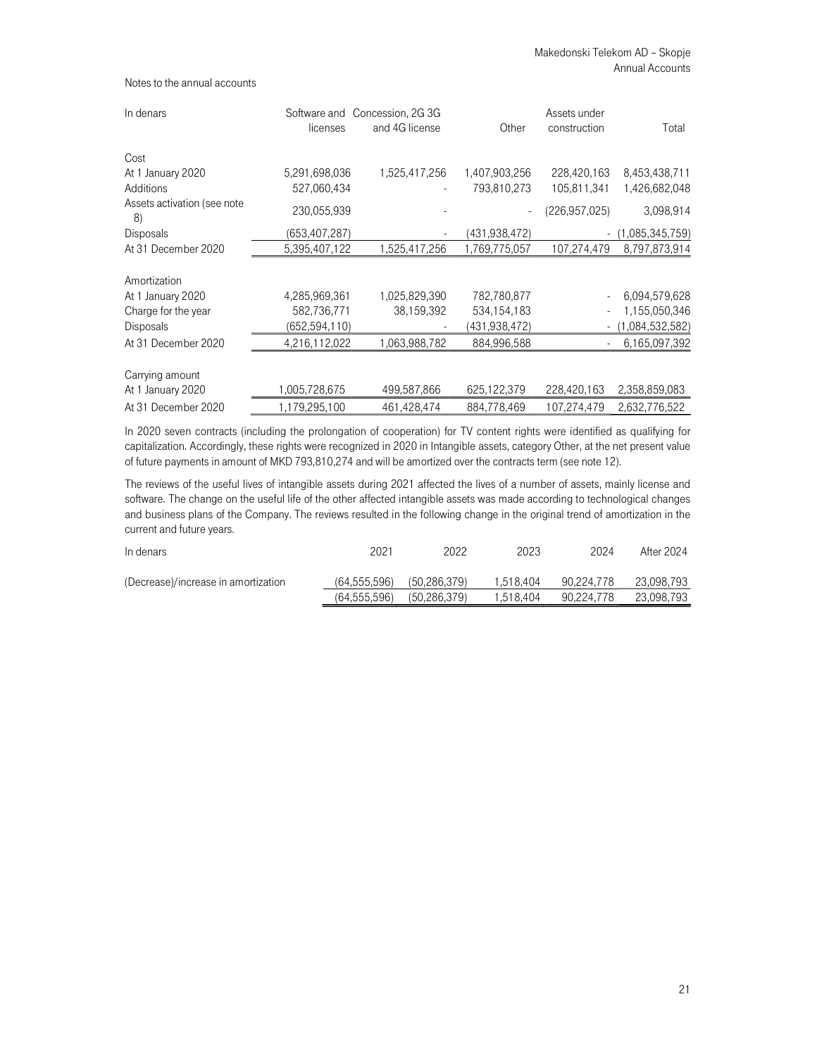Notes to the annual accounts

| In denars | Software and licenses | Concession, 2G 3G and 4G license | Other | Assets under construction | Total |
|---|---|---|---|---|---|
| Cost | | | | | |
| At 1 January 2020 | 5,291,698,036 | 1,525,417,256 | 1,407,903,256 | 228,420,163 | 8,453,438,711 |
| Additions | 527,060,434 | - | 793,810,273 | 105,811,341 | 1,426,682,048 |
| Assets activation (see note 8) | 230,055,939 | - | - | (226,957,025) | 3,098,914 |
| Disposals | (653,407,287) | - | (431,938,472) | - | (1,085,345,759) |
| At 31 December 2020 | 5,395,407,122 | 1,525,417,256 | 1,769,775,057 | 107,274,479 | 8,797,873,914 |
| Amortization | | | | | |
| At 1 January 2020 | 4,285,969,361 | 1,025,829,390 | 782,780,877 | - | 6,094,579,628 |
| Charge for the year | 582,736,771 | 38,159,392 | 534,154,183 | - | 1,155,050,346 |
| Disposals | (652,594,110) | - | (431,938,472) | - | (1,084,532,582) |
| At 31 December 2020 | 4,216,112,022 | 1,063,988,782 | 884,996,588 | - | 6,165,097,392 |
| Carrying amount | | | | | |
| At 1 January 2020 | 1,005,728,675 | 499,587,866 | 625,122,379 | 228,420,163 | 2,358,859,083 |
| At 31 December 2020 | 1,179,295,100 | 461,428,474 | 884,778,469 | 107,274,479 | 2,632,776,522 |

In 2020 seven contracts (including the prolongation of cooperation) for TV content rights were identified as qualifying for capitalization. Accordingly, these rights were recognized in 2020 in Intangible assets, category Other, at the net present value of future payments in amount of MKD 793,810,274 and will be amortized over the contracts term (see note 12).

The reviews of the useful lives of intangible assets during 2021 affected the lives of a number of assets, mainly license and software. The change on the useful life of the other affected intangible assets was made according to technological changes and business plans of the Company. The reviews resulted in the following change in the original trend of amortization in the current and future years.

| In denars | 2021 | 2022 | 2023 | 2024 | After 2024 |
|---|---|---|---|---|---|
| (Decrease)/increase in amortization | (64,555,596) | (50,286,379) | 1,518,404 | 90,224,778 | 23,098,793 |
| | (64,555,596) | (50,286,379) | 1,518,404 | 90,224,778 | 23,098,793 |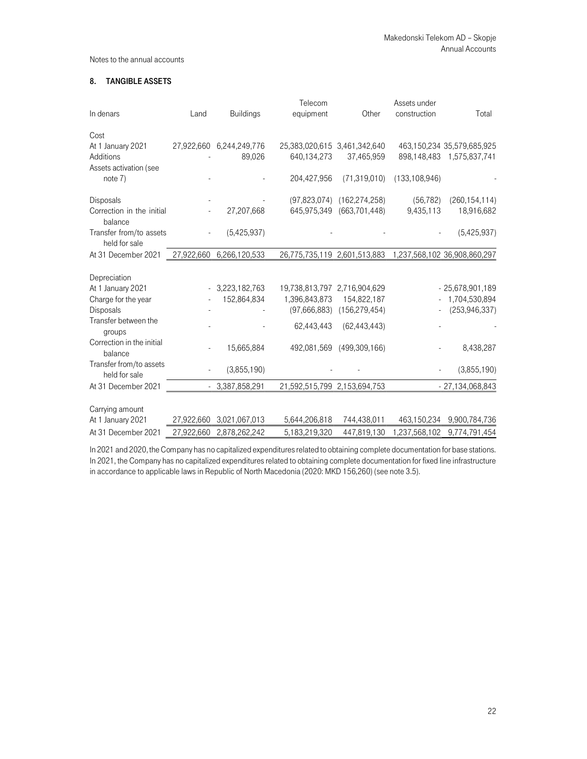Notes to the annual accounts

## 8. TANGIBLE ASSETS

| In denars | Land | Buildings | Telecom equipment | Other | Assets under construction | Total |
|---|---|---|---|---|---|---|
| **Cost** | | | | | | |
| At 1 January 2021 | 27,922,660 | 6,244,249,776 | 25,383,020,615 | 3,461,342,640 | 463,150,234 | 35,579,685,925 |
| Additions | - | 89,026 | 640,134,273 | 37,465,959 | 898,148,483 | 1,575,837,741 |
| Assets activation (see note 7) | - | - | 204,427,956 | (71,319,010) | (133,108,946) | - |
| Disposals | - | - | (97,823,074) | (162,274,258) | (56,782) | (260,154,114) |
| Correction in the initial balance | - | 27,207,668 | 645,975,349 | (663,701,448) | 9,435,113 | 18,916,682 |
| Transfer from/to assets held for sale | - | (5,425,937) | - | - | - | (5,425,937) |
| At 31 December 2021 | 27,922,660 | 6,266,120,533 | 26,775,735,119 | 2,601,513,883 | 1,237,568,102 | 36,908,860,297 |
| **Depreciation** | | | | | | |
| At 1 January 2021 | - | 3,223,182,763 | 19,738,813,797 | 2,716,904,629 | - | 25,678,901,189 |
| Charge for the year | - | 152,864,834 | 1,396,843,873 | 154,822,187 | - | 1,704,530,894 |
| Disposals | - | - | (97,666,883) | (156,279,454) | - | (253,946,337) |
| Transfer between the groups | - | - | 62,443,443 | (62,443,443) | - | - |
| Correction in the initial balance | - | 15,665,884 | 492,081,569 | (499,309,166) | - | 8,438,287 |
| Transfer from/to assets held for sale | - | (3,855,190) | - | - | - | (3,855,190) |
| At 31 December 2021 | - | 3,387,858,291 | 21,592,515,799 | 2,153,694,753 | - | 27,134,068,843 |
| **Carrying amount** | | | | | | |
| At 1 January 2021 | 27,922,660 | 3,021,067,013 | 5,644,206,818 | 744,438,011 | 463,150,234 | 9,900,784,736 |
| At 31 December 2021 | 27,922,660 | 2,878,262,242 | 5,183,219,320 | 447,819,130 | 1,237,568,102 | 9,774,791,454 |

In 2021 and 2020, the Company has no capitalized expenditures related to obtaining complete documentation for base stations. In 2021, the Company has no capitalized expenditures related to obtaining complete documentation for fixed line infrastructure in accordance to applicable laws in Republic of North Macedonia (2020: MKD 156,260) (see note 3.5).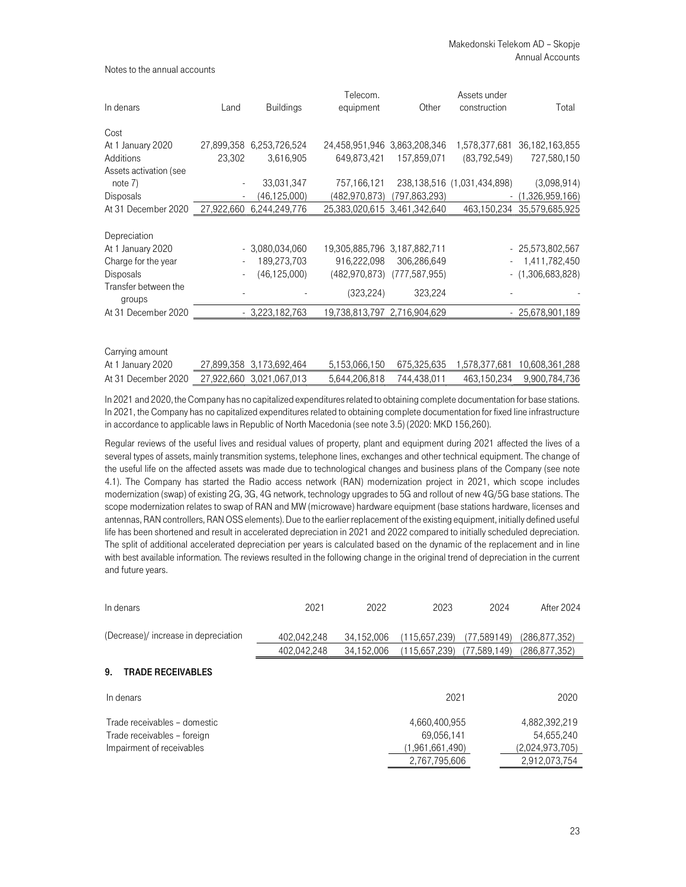Notes to the annual accounts

| In denars | Land | Buildings | Telecom. equipment | Other | Assets under construction | Total |
|---|---|---|---|---|---|---|
| **Cost** | | | | | | |
| At 1 January 2020 | 27,899,358 | 6,253,726,524 | 24,458,951,946 | 3,863,208,346 | 1,578,377,681 | 36,182,163,855 |
| Additions | 23,302 | 3,616,905 | 649,873,421 | 157,859,071 | (83,792,549) | 727,580,150 |
| Assets activation (see note 7) | - | 33,031,347 | 757,166,121 | 238,138,516 | (1,031,434,898) | (3,098,914) |
| Disposals | - | (46,125,000) | (482,970,873) | (797,863,293) | - | (1,326,959,166) |
| At 31 December 2020 | 27,922,660 | 6,244,249,776 | 25,383,020,615 | 3,461,342,640 | 463,150,234 | 35,579,685,925 |
| **Depreciation** | | | | | | |
| At 1 January 2020 | - | 3,080,034,060 | 19,305,885,796 | 3,187,882,711 | - | 25,573,802,567 |
| Charge for the year | - | 189,273,703 | 916,222,098 | 306,286,649 | - | 1,411,782,450 |
| Disposals | - | (46,125,000) | (482,970,873) | (777,587,955) | - | (1,306,683,828) |
| Transfer between the groups | - | - | (323,224) | 323,224 | - | - |
| At 31 December 2020 | - | 3,223,182,763 | 19,738,813,797 | 2,716,904,629 | - | 25,678,901,189 |
| **Carrying amount** | | | | | | |
| At 1 January 2020 | 27,899,358 | 3,173,692,464 | 5,153,066,150 | 675,325,635 | 1,578,377,681 | 10,608,361,288 |
| At 31 December 2020 | 27,922,660 | 3,021,067,013 | 5,644,206,818 | 744,438,011 | 463,150,234 | 9,900,784,736 |

In 2021 and 2020, the Company has no capitalized expenditures related to obtaining complete documentation for base stations. In 2021, the Company has no capitalized expenditures related to obtaining complete documentation for fixed line infrastructure in accordance to applicable laws in Republic of North Macedonia (see note 3.5) (2020: MKD 156,260).

Regular reviews of the useful lives and residual values of property, plant and equipment during 2021 affected the lives of a several types of assets, mainly transmition systems, telephone lines, exchanges and other technical equipment. The change of the useful life on the affected assets was made due to technological changes and business plans of the Company (see note 4.1). The Company has started the Radio access network (RAN) modernization project in 2021, which scope includes modernization (swap) of existing 2G, 3G, 4G network, technology upgrades to 5G and rollout of new 4G/5G base stations. The scope modernization relates to swap of RAN and MW (microwave) hardware equipment (base stations hardware, licenses and antennas, RAN controllers, RAN OSS elements). Due to the earlier replacement of the existing equipment, initially defined useful life has been shortened and result in accelerated depreciation in 2021 and 2022 compared to initially scheduled depreciation. The split of additional accelerated depreciation per years is calculated based on the dynamic of the replacement and in line with best available information. The reviews resulted in the following change in the original trend of depreciation in the current and future years.

| In denars | 2021 | 2022 | 2023 | 2024 | After 2024 |
|---|---|---|---|---|---|
| (Decrease)/ increase in depreciation | 402,042,248 | 34,152,006 | (115,657,239) | (77,589149) | (286,877,352) |
| | 402,042,248 | 34,152,006 | (115,657,239) | (77,589,149) | (286,877,352) |

## 9. TRADE RECEIVABLES

| In denars | 2021 | 2020 |
|---|---|---|
| Trade receivables – domestic | 4,660,400,955 | 4,882,392,219 |
| Trade receivables – foreign | 69,056,141 | 54,655,240 |
| Impairment of receivables | (1,961,661,490) | (2,024,973,705) |
| | 2,767,795,606 | 2,912,073,754 |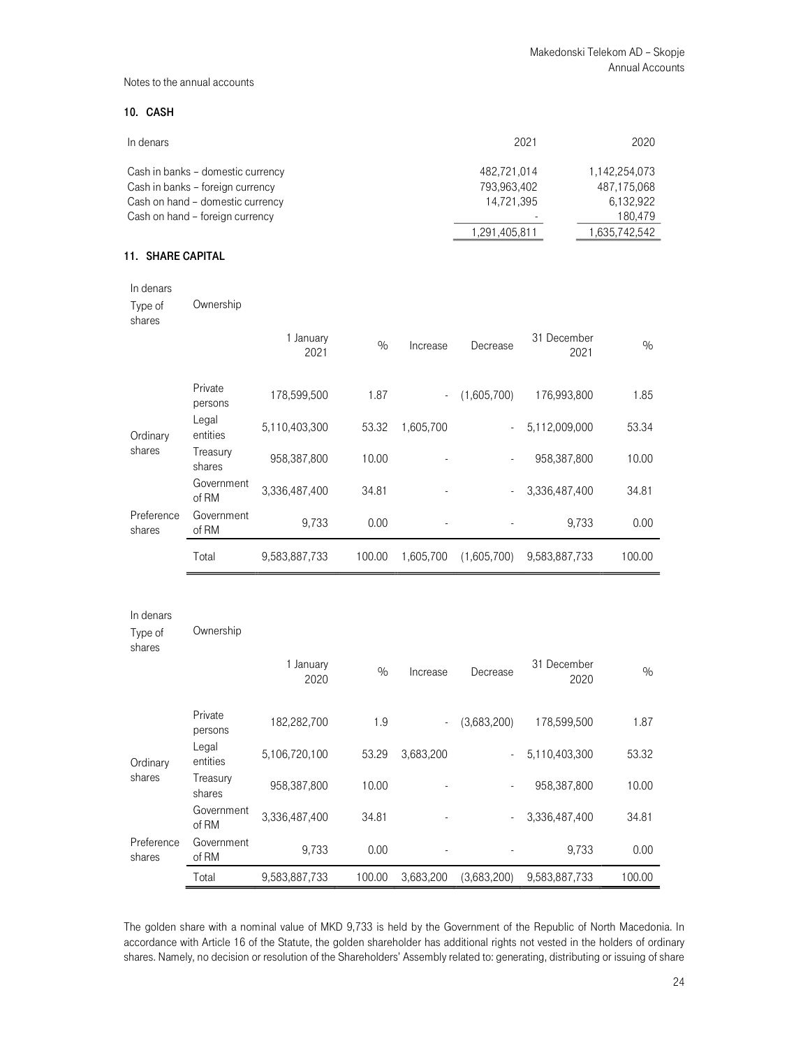Notes to the annual accounts

## 10. CASH

| In denars | 2021 | 2020 |
|---|---|---|
| Cash in banks – domestic currency | 482,721,014 | 1,142,254,073 |
| Cash in banks – foreign currency | 793,963,402 | 487,175,068 |
| Cash on hand – domestic currency | 14,721,395 | 6,132,922 |
| Cash on hand – foreign currency | - | 180,479 |
| | 1,291,405,811 | 1,635,742,542 |

## 11. SHARE CAPITAL

In denars

| Type of shares | Ownership | 1 January 2021 | % | Increase | Decrease | 31 December 2021 | % |
|---|---|---|---|---|---|---|---|
| Ordinary shares | Private persons | 178,599,500 | 1.87 | - | (1,605,700) | 176,993,800 | 1.85 |
| | Legal entities | 5,110,403,300 | 53.32 | 1,605,700 | - | 5,112,009,000 | 53.34 |
| | Treasury shares | 958,387,800 | 10.00 | - | - | 958,387,800 | 10.00 |
| | Government of RM | 3,336,487,400 | 34.81 | - | - | 3,336,487,400 | 34.81 |
| Preference shares | Government of RM | 9,733 | 0.00 | - | - | 9,733 | 0.00 |
| | Total | 9,583,887,733 | 100.00 | 1,605,700 | (1,605,700) | 9,583,887,733 | 100.00 |

In denars

| Type of shares | Ownership | 1 January 2020 | % | Increase | Decrease | 31 December 2020 | % |
|---|---|---|---|---|---|---|---|
| Ordinary shares | Private persons | 182,282,700 | 1.9 | - | (3,683,200) | 178,599,500 | 1.87 |
| | Legal entities | 5,106,720,100 | 53.29 | 3,683,200 | - | 5,110,403,300 | 53.32 |
| | Treasury shares | 958,387,800 | 10.00 | - | - | 958,387,800 | 10.00 |
| | Government of RM | 3,336,487,400 | 34.81 | - | - | 3,336,487,400 | 34.81 |
| Preference shares | Government of RM | 9,733 | 0.00 | - | - | 9,733 | 0.00 |
| | Total | 9,583,887,733 | 100.00 | 3,683,200 | (3,683,200) | 9,583,887,733 | 100.00 |

The golden share with a nominal value of MKD 9,733 is held by the Government of the Republic of North Macedonia. In accordance with Article 16 of the Statute, the golden shareholder has additional rights not vested in the holders of ordinary shares. Namely, no decision or resolution of the Shareholders' Assembly related to: generating, distributing or issuing of share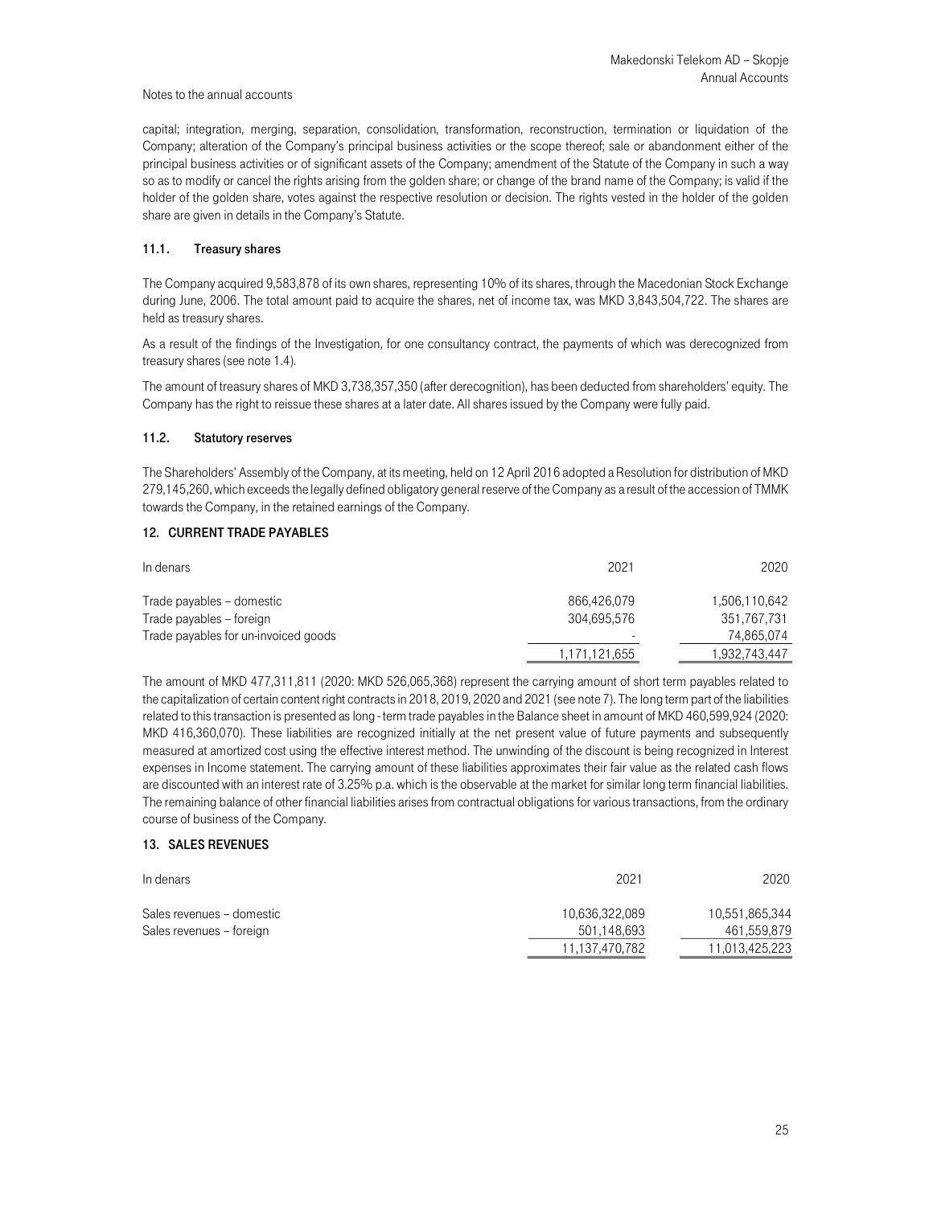capital; integration, merging, separation, consolidation, transformation, reconstruction, termination or liquidation of the Company; alteration of the Company's principal business activities or the scope thereof; sale or abandonment either of the principal business activities or of significant assets of the Company; amendment of the Statute of the Company in such a way so as to modify or cancel the rights arising from the golden share; or change of the brand name of the Company; is valid if the holder of the golden share, votes against the respective resolution or decision. The rights vested in the holder of the golden share are given in details in the Company's Statute.

### 11.1. Treasury shares

The Company acquired 9,583,878 of its own shares, representing 10% of its shares, through the Macedonian Stock Exchange during June, 2006. The total amount paid to acquire the shares, net of income tax, was MKD 3,843,504,722. The shares are held as treasury shares.

As a result of the findings of the Investigation, for one consultancy contract, the payments of which was derecognized from treasury shares (see note 1.4).

The amount of treasury shares of MKD 3,738,357,350 (after derecognition), has been deducted from shareholders' equity. The Company has the right to reissue these shares at a later date. All shares issued by the Company were fully paid.

### 11.2. Statutory reserves

The Shareholders' Assembly of the Company, at its meeting, held on 12 April 2016 adopted a Resolution for distribution of MKD 279,145,260, which exceeds the legally defined obligatory general reserve of the Company as a result of the accession of TMMK towards the Company, in the retained earnings of the Company.

## 12. CURRENT TRADE PAYABLES

| In denars | 2021 | 2020 |
|---|---|---|
| Trade payables – domestic | 866,426,079 | 1,506,110,642 |
| Trade payables – foreign | 304,695,576 | 351,767,731 |
| Trade payables for un-invoiced goods | - | 74,865,074 |
| | 1,171,121,655 | 1,932,743,447 |

The amount of MKD 477,311,811 (2020: MKD 526,065,368) represent the carrying amount of short term payables related to the capitalization of certain content right contracts in 2018, 2019, 2020 and 2021 (see note 7). The long term part of the liabilities related to this transaction is presented as long - term trade payables in the Balance sheet in amount of MKD 460,599,924 (2020: MKD 416,360,070). These liabilities are recognized initially at the net present value of future payments and subsequently measured at amortized cost using the effective interest method. The unwinding of the discount is being recognized in Interest expenses in Income statement. The carrying amount of these liabilities approximates their fair value as the related cash flows are discounted with an interest rate of 3.25% p.a. which is the observable at the market for similar long term financial liabilities. The remaining balance of other financial liabilities arises from contractual obligations for various transactions, from the ordinary course of business of the Company.

## 13. SALES REVENUES

| In denars | 2021 | 2020 |
|---|---|---|
| Sales revenues – domestic | 10,636,322,089 | 10,551,865,344 |
| Sales revenues – foreign | 501,148,693 | 461,559,879 |
| | 11,137,470,782 | 11,013,425,223 |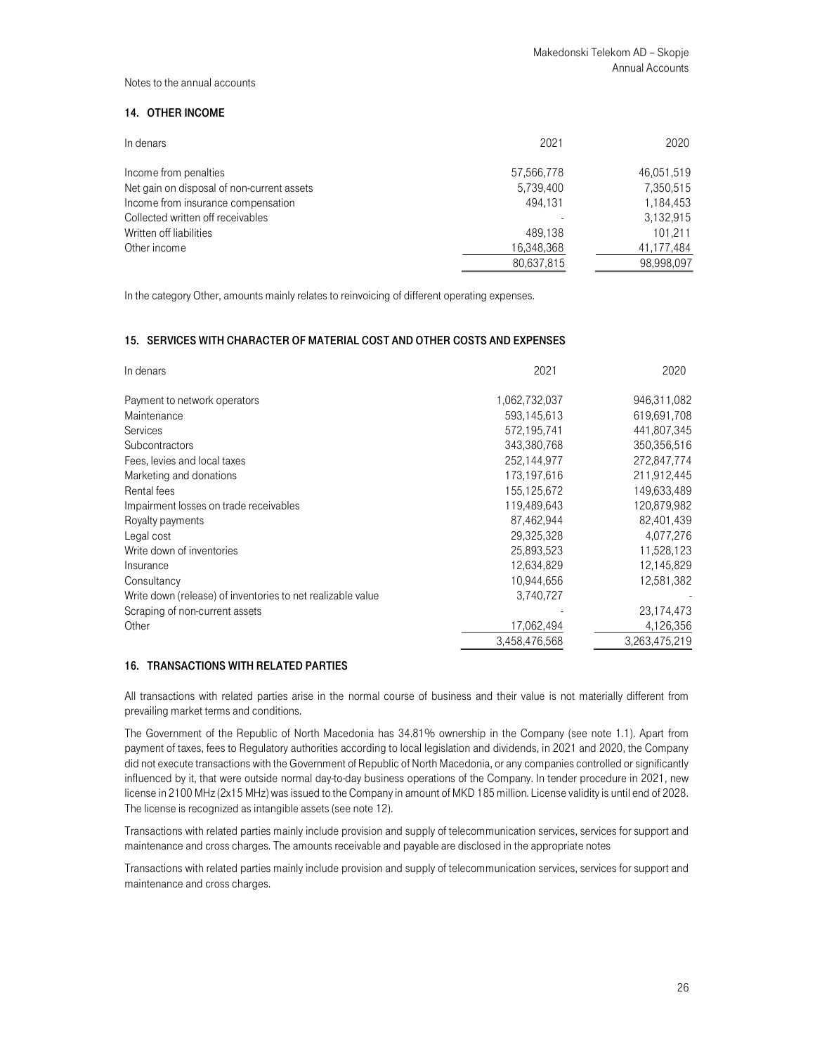Notes to the annual accounts

## 14. OTHER INCOME

| In denars | 2021 | 2020 |
|---|---|---|
| Income from penalties | 57,566,778 | 46,051,519 |
| Net gain on disposal of non-current assets | 5,739,400 | 7,350,515 |
| Income from insurance compensation | 494,131 | 1,184,453 |
| Collected written off receivables | - | 3,132,915 |
| Written off liabilities | 489,138 | 101,211 |
| Other income | 16,348,368 | 41,177,484 |
| | 80,637,815 | 98,998,097 |

In the category Other, amounts mainly relates to reinvoicing of different operating expenses.

## 15. SERVICES WITH CHARACTER OF MATERIAL COST AND OTHER COSTS AND EXPENSES

| In denars | 2021 | 2020 |
|---|---|---|
| Payment to network operators | 1,062,732,037 | 946,311,082 |
| Maintenance | 593,145,613 | 619,691,708 |
| Services | 572,195,741 | 441,807,345 |
| Subcontractors | 343,380,768 | 350,356,516 |
| Fees, levies and local taxes | 252,144,977 | 272,847,774 |
| Marketing and donations | 173,197,616 | 211,912,445 |
| Rental fees | 155,125,672 | 149,633,489 |
| Impairment losses on trade receivables | 119,489,643 | 120,879,982 |
| Royalty payments | 87,462,944 | 82,401,439 |
| Legal cost | 29,325,328 | 4,077,276 |
| Write down of inventories | 25,893,523 | 11,528,123 |
| Insurance | 12,634,829 | 12,145,829 |
| Consultancy | 10,944,656 | 12,581,382 |
| Write down (release) of inventories to net realizable value | 3,740,727 | - |
| Scraping of non-current assets | - | 23,174,473 |
| Other | 17,062,494 | 4,126,356 |
| | 3,458,476,568 | 3,263,475,219 |

## 16. TRANSACTIONS WITH RELATED PARTIES

All transactions with related parties arise in the normal course of business and their value is not materially different from prevailing market terms and conditions.

The Government of the Republic of North Macedonia has 34.81% ownership in the Company (see note 1.1). Apart from payment of taxes, fees to Regulatory authorities according to local legislation and dividends, in 2021 and 2020, the Company did not execute transactions with the Government of Republic of North Macedonia, or any companies controlled or significantly influenced by it, that were outside normal day-to-day business operations of the Company. In tender procedure in 2021, new license in 2100 MHz (2x15 MHz) was issued to the Company in amount of MKD 185 million. License validity is until end of 2028. The license is recognized as intangible assets (see note 12).

Transactions with related parties mainly include provision and supply of telecommunication services, services for support and maintenance and cross charges. The amounts receivable and payable are disclosed in the appropriate notes

Transactions with related parties mainly include provision and supply of telecommunication services, services for support and maintenance and cross charges.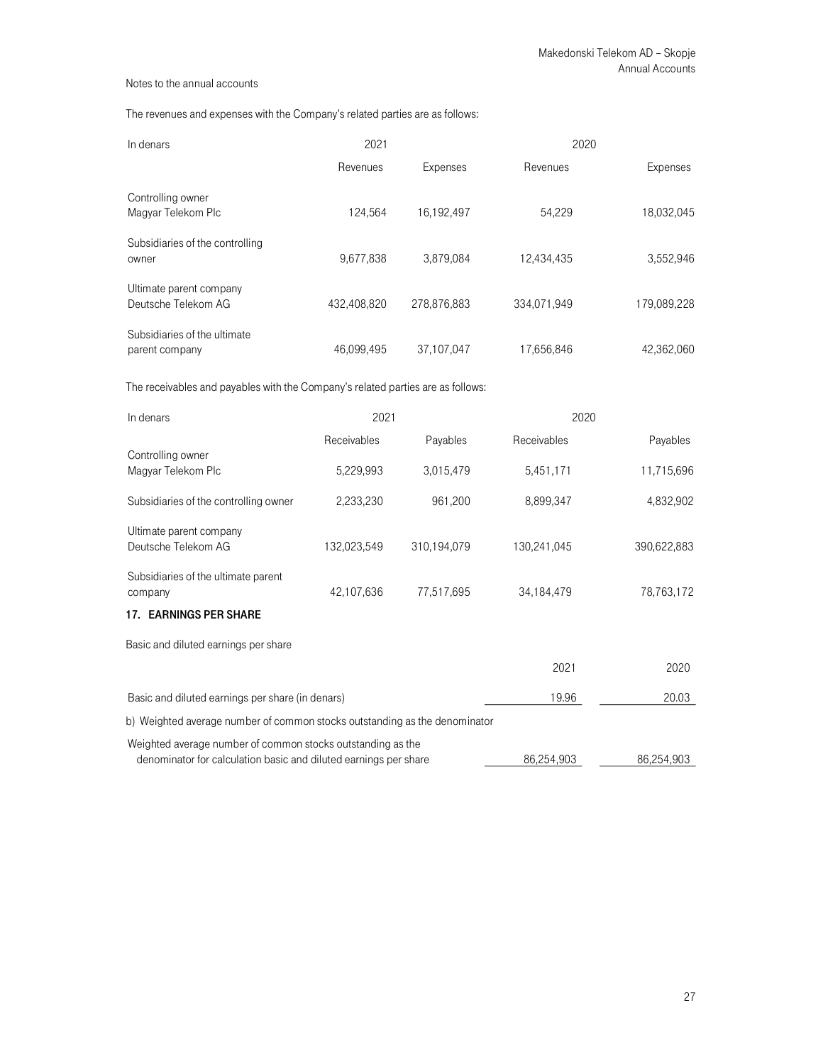Notes to the annual accounts

The revenues and expenses with the Company's related parties are as follows:

| In denars | 2021 | | 2020 | |
|---|---|---|---|---|
| | Revenues | Expenses | Revenues | Expenses |
| Controlling owner Magyar Telekom Plc | 124,564 | 16,192,497 | 54,229 | 18,032,045 |
| Subsidiaries of the controlling owner | 9,677,838 | 3,879,084 | 12,434,435 | 3,552,946 |
| Ultimate parent company Deutsche Telekom AG | 432,408,820 | 278,876,883 | 334,071,949 | 179,089,228 |
| Subsidiaries of the ultimate parent company | 46,099,495 | 37,107,047 | 17,656,846 | 42,362,060 |

The receivables and payables with the Company's related parties are as follows:

| In denars | 2021 | | 2020 | |
|---|---|---|---|---|
| | Receivables | Payables | Receivables | Payables |
| Controlling owner Magyar Telekom Plc | 5,229,993 | 3,015,479 | 5,451,171 | 11,715,696 |
| Subsidiaries of the controlling owner | 2,233,230 | 961,200 | 8,899,347 | 4,832,902 |
| Ultimate parent company Deutsche Telekom AG | 132,023,549 | 310,194,079 | 130,241,045 | 390,622,883 |
| Subsidiaries of the ultimate parent company | 42,107,636 | 77,517,695 | 34,184,479 | 78,763,172 |

## 17. EARNINGS PER SHARE

Basic and diluted earnings per share

| | 2021 | 2020 |
|---|---|---|
| Basic and diluted earnings per share (in denars) | 19.96 | 20.03 |

b) Weighted average number of common stocks outstanding as the denominator

| | 2021 | 2020 |
|---|---|---|
| Weighted average number of common stocks outstanding as the denominator for calculation basic and diluted earnings per share | 86,254,903 | 86,254,903 |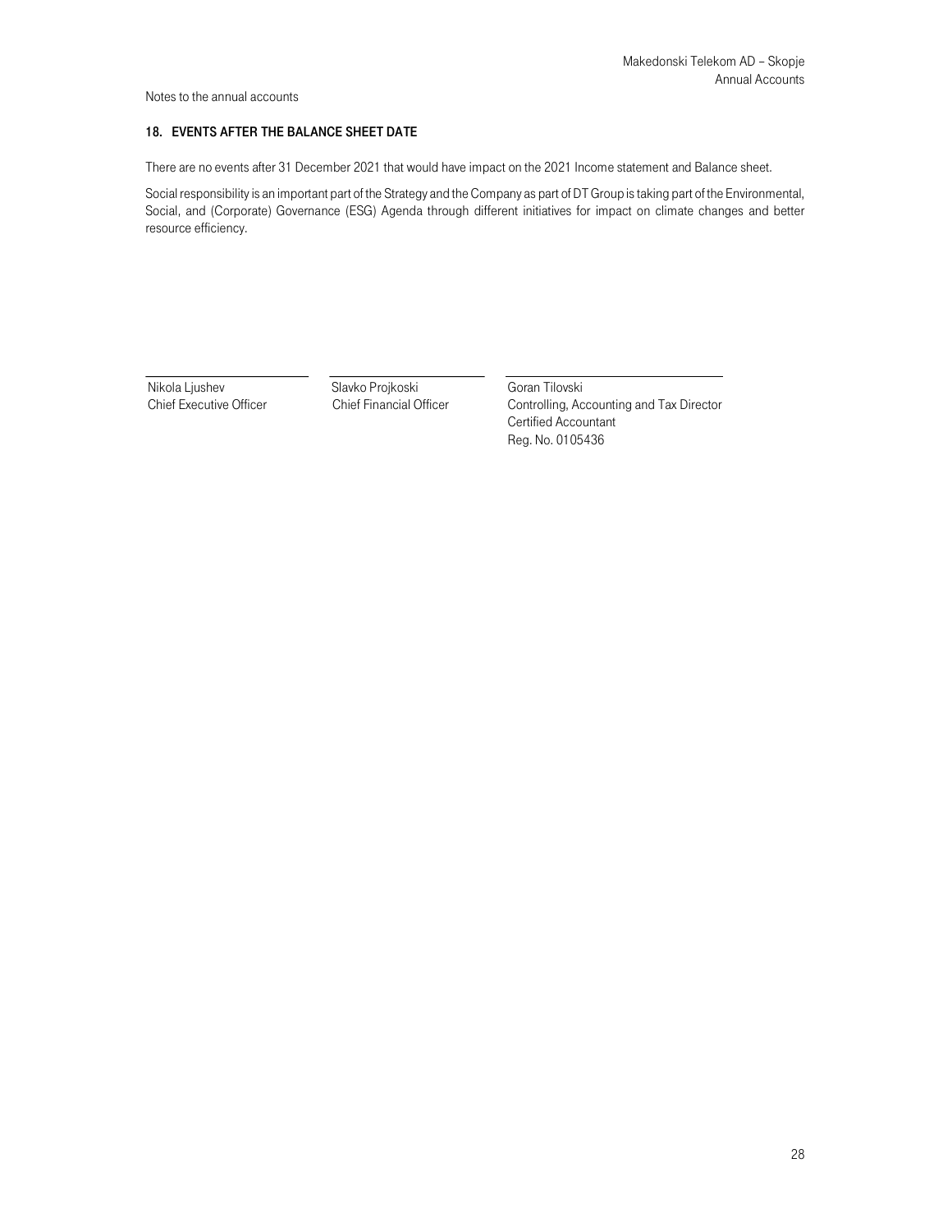Notes to the annual accounts

## 18. EVENTS AFTER THE BALANCE SHEET DATE

There are no events after 31 December 2021 that would have impact on the 2021 Income statement and Balance sheet.

Social responsibility is an important part of the Strategy and the Company as part of DT Group is taking part of the Environmental, Social, and (Corporate) Governance (ESG) Agenda through different initiatives for impact on climate changes and better resource efficiency.

| | | |
|---|---|---|
| Nikola Ljushev<br>Chief Executive Officer | Slavko Projkoski<br>Chief Financial Officer | Goran Tilovski<br>Controlling, Accounting and Tax Director<br>Certified Accountant<br>Reg. No. 0105436 |